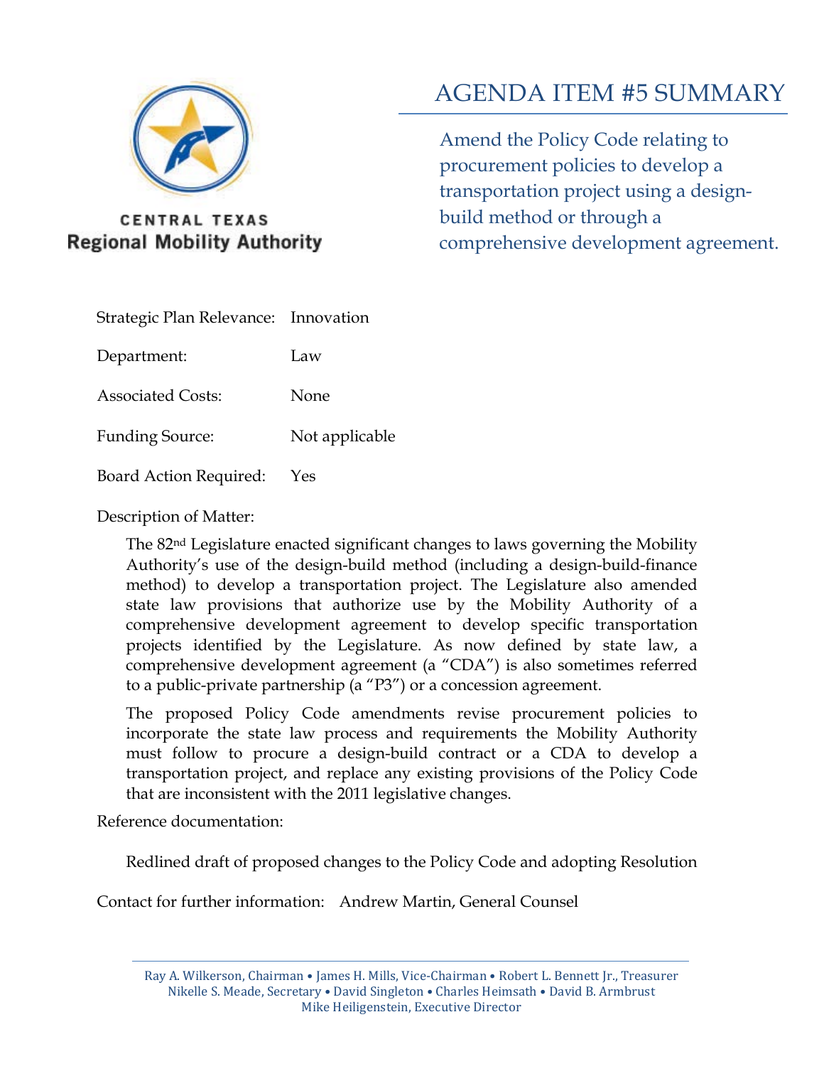CENTRAL TEXAS
**Regional Mobility Authority**

# AGENDA ITEM #5 SUMMARY

Amend the Policy Code relating to procurement policies to develop a transportation project using a design-build method or through a comprehensive development agreement.

Strategic Plan Relevance: Innovation

Department: Law

Associated Costs: None

Funding Source: Not applicable

Board Action Required: Yes

Description of Matter:

The 82nd Legislature enacted significant changes to laws governing the Mobility Authority's use of the design-build method (including a design-build-finance method) to develop a transportation project. The Legislature also amended state law provisions that authorize use by the Mobility Authority of a comprehensive development agreement to develop specific transportation projects identified by the Legislature. As now defined by state law, a comprehensive development agreement (a "CDA") is also sometimes referred to a public-private partnership (a "P3") or a concession agreement.

The proposed Policy Code amendments revise procurement policies to incorporate the state law process and requirements the Mobility Authority must follow to procure a design-build contract or a CDA to develop a transportation project, and replace any existing provisions of the Policy Code that are inconsistent with the 2011 legislative changes.

Reference documentation:

Redlined draft of proposed changes to the Policy Code and adopting Resolution

Contact for further information: Andrew Martin, General Counsel

Ray A. Wilkerson, Chairman • James H. Mills, Vice-Chairman • Robert L. Bennett Jr., Treasurer
Nikelle S. Meade, Secretary • David Singleton • Charles Heimsath • David B. Armbrust
Mike Heiligenstein, Executive Director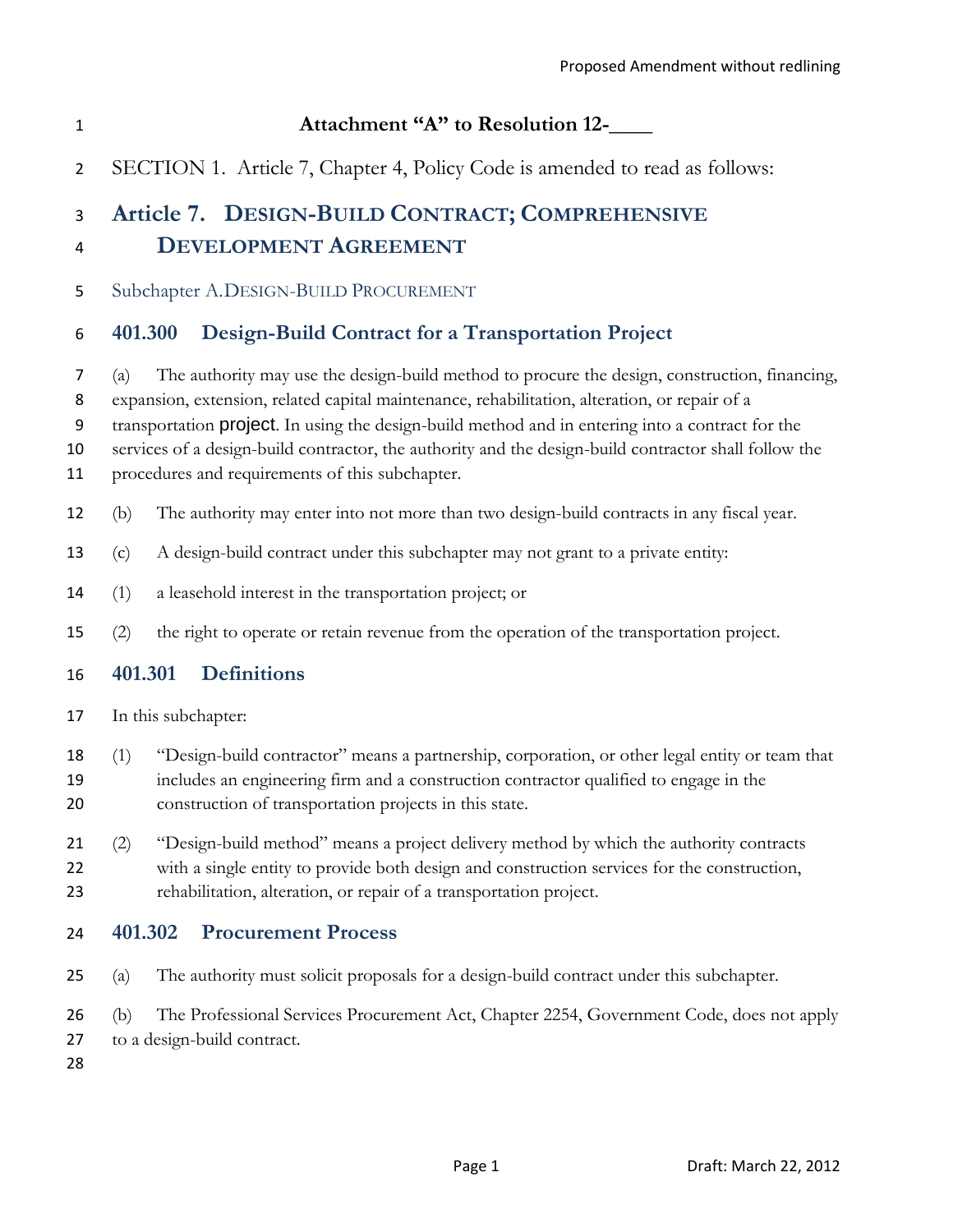# Attachment "A" to Resolution 12-____

SECTION 1. Article 7, Chapter 4, Policy Code is amended to read as follows:

## Article 7. DESIGN-BUILD CONTRACT; COMPREHENSIVE DEVELOPMENT AGREEMENT

Subchapter A. DESIGN-BUILD PROCUREMENT

### 401.300 Design-Build Contract for a Transportation Project

(a) The authority may use the design-build method to procure the design, construction, financing, expansion, extension, related capital maintenance, rehabilitation, alteration, or repair of a transportation project. In using the design-build method and in entering into a contract for the services of a design-build contractor, the authority and the design-build contractor shall follow the procedures and requirements of this subchapter.

(b) The authority may enter into not more than two design-build contracts in any fiscal year.

(c) A design-build contract under this subchapter may not grant to a private entity:

(1) a leasehold interest in the transportation project; or

(2) the right to operate or retain revenue from the operation of the transportation project.

### 401.301 Definitions

In this subchapter:

(1) "Design-build contractor" means a partnership, corporation, or other legal entity or team that includes an engineering firm and a construction contractor qualified to engage in the construction of transportation projects in this state.

(2) "Design-build method" means a project delivery method by which the authority contracts with a single entity to provide both design and construction services for the construction, rehabilitation, alteration, or repair of a transportation project.

### 401.302 Procurement Process

(a) The authority must solicit proposals for a design-build contract under this subchapter.

(b) The Professional Services Procurement Act, Chapter 2254, Government Code, does not apply to a design-build contract.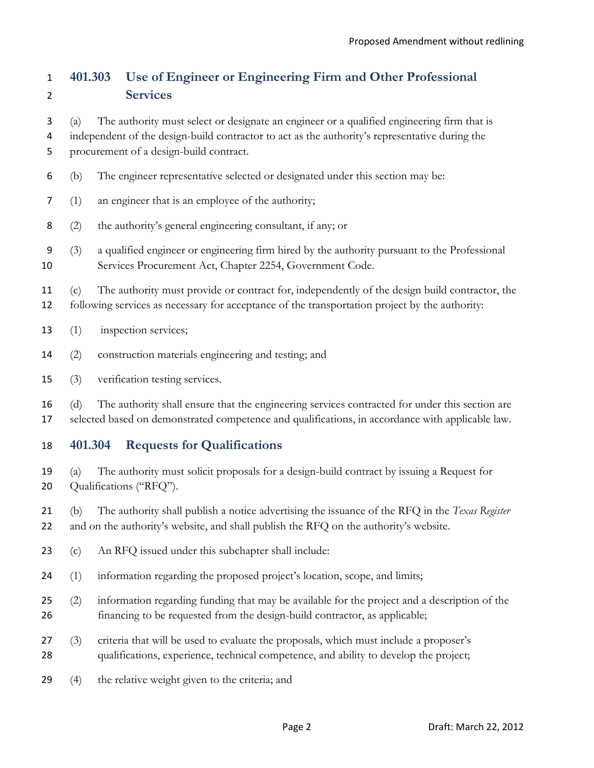## 401.303 Use of Engineer or Engineering Firm and Other Professional Services

(a) The authority must select or designate an engineer or a qualified engineering firm that is independent of the design-build contractor to act as the authority's representative during the procurement of a design-build contract.

(b) The engineer representative selected or designated under this section may be:

(1) an engineer that is an employee of the authority;

(2) the authority's general engineering consultant, if any; or

(3) a qualified engineer or engineering firm hired by the authority pursuant to the Professional Services Procurement Act, Chapter 2254, Government Code.

(c) The authority must provide or contract for, independently of the design build contractor, the following services as necessary for acceptance of the transportation project by the authority:

(1) inspection services;

(2) construction materials engineering and testing; and

(3) verification testing services.

(d) The authority shall ensure that the engineering services contracted for under this section are selected based on demonstrated competence and qualifications, in accordance with applicable law.

## 401.304 Requests for Qualifications

(a) The authority must solicit proposals for a design-build contract by issuing a Request for Qualifications ("RFQ").

(b) The authority shall publish a notice advertising the issuance of the RFQ in the *Texas Register* and on the authority's website, and shall publish the RFQ on the authority's website.

(c) An RFQ issued under this subchapter shall include:

(1) information regarding the proposed project's location, scope, and limits;

(2) information regarding funding that may be available for the project and a description of the financing to be requested from the design-build contractor, as applicable;

(3) criteria that will be used to evaluate the proposals, which must include a proposer's qualifications, experience, technical competence, and ability to develop the project;

(4) the relative weight given to the criteria; and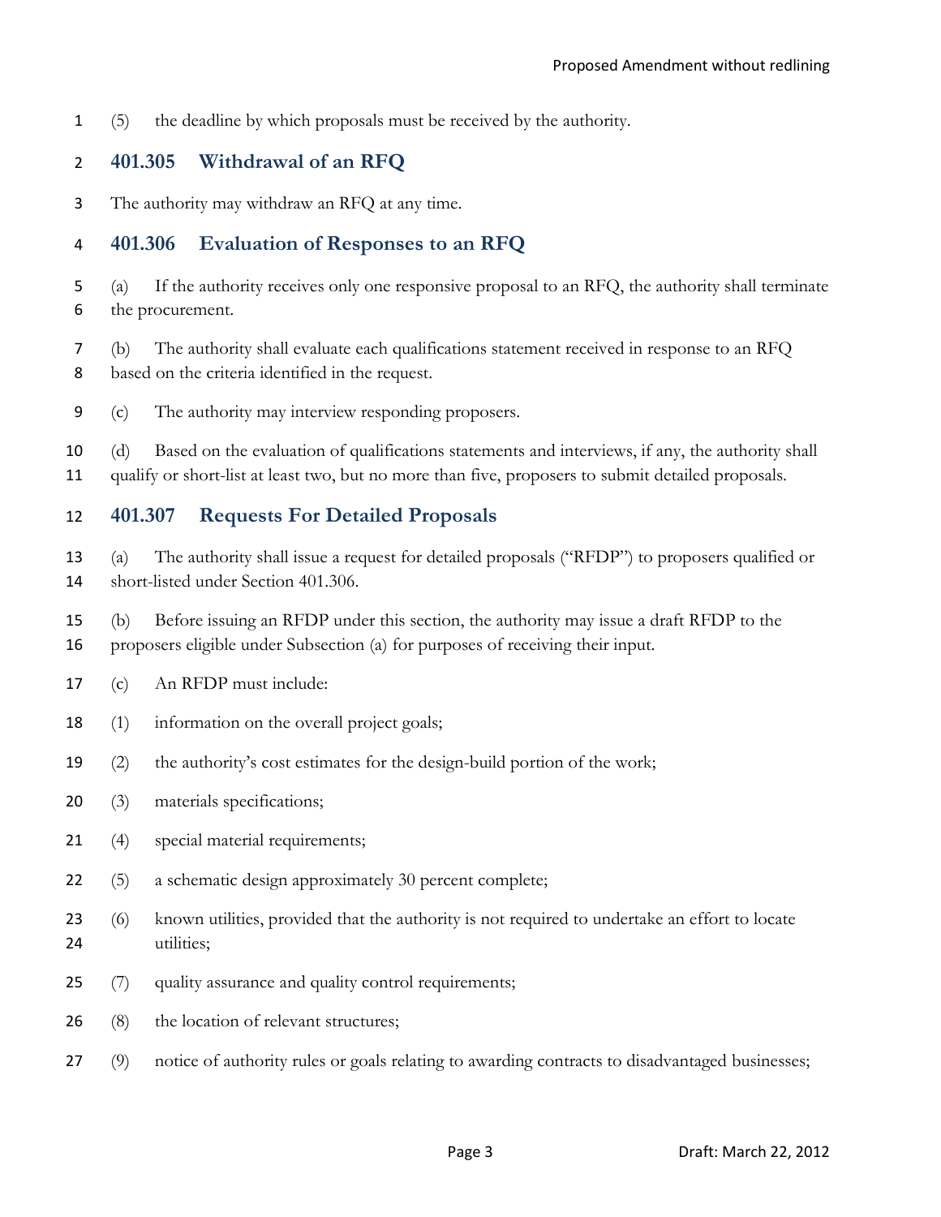(5) the deadline by which proposals must be received by the authority.

### 401.305 Withdrawal of an RFQ

The authority may withdraw an RFQ at any time.

### 401.306 Evaluation of Responses to an RFQ

(a) If the authority receives only one responsive proposal to an RFQ, the authority shall terminate the procurement.

(b) The authority shall evaluate each qualifications statement received in response to an RFQ based on the criteria identified in the request.

(c) The authority may interview responding proposers.

(d) Based on the evaluation of qualifications statements and interviews, if any, the authority shall qualify or short-list at least two, but no more than five, proposers to submit detailed proposals.

### 401.307 Requests For Detailed Proposals

(a) The authority shall issue a request for detailed proposals ("RFDP") to proposers qualified or short-listed under Section 401.306.

(b) Before issuing an RFDP under this section, the authority may issue a draft RFDP to the proposers eligible under Subsection (a) for purposes of receiving their input.

(c) An RFDP must include:

(1) information on the overall project goals;

(2) the authority's cost estimates for the design-build portion of the work;

(3) materials specifications;

(4) special material requirements;

(5) a schematic design approximately 30 percent complete;

(6) known utilities, provided that the authority is not required to undertake an effort to locate utilities;

(7) quality assurance and quality control requirements;

(8) the location of relevant structures;

(9) notice of authority rules or goals relating to awarding contracts to disadvantaged businesses;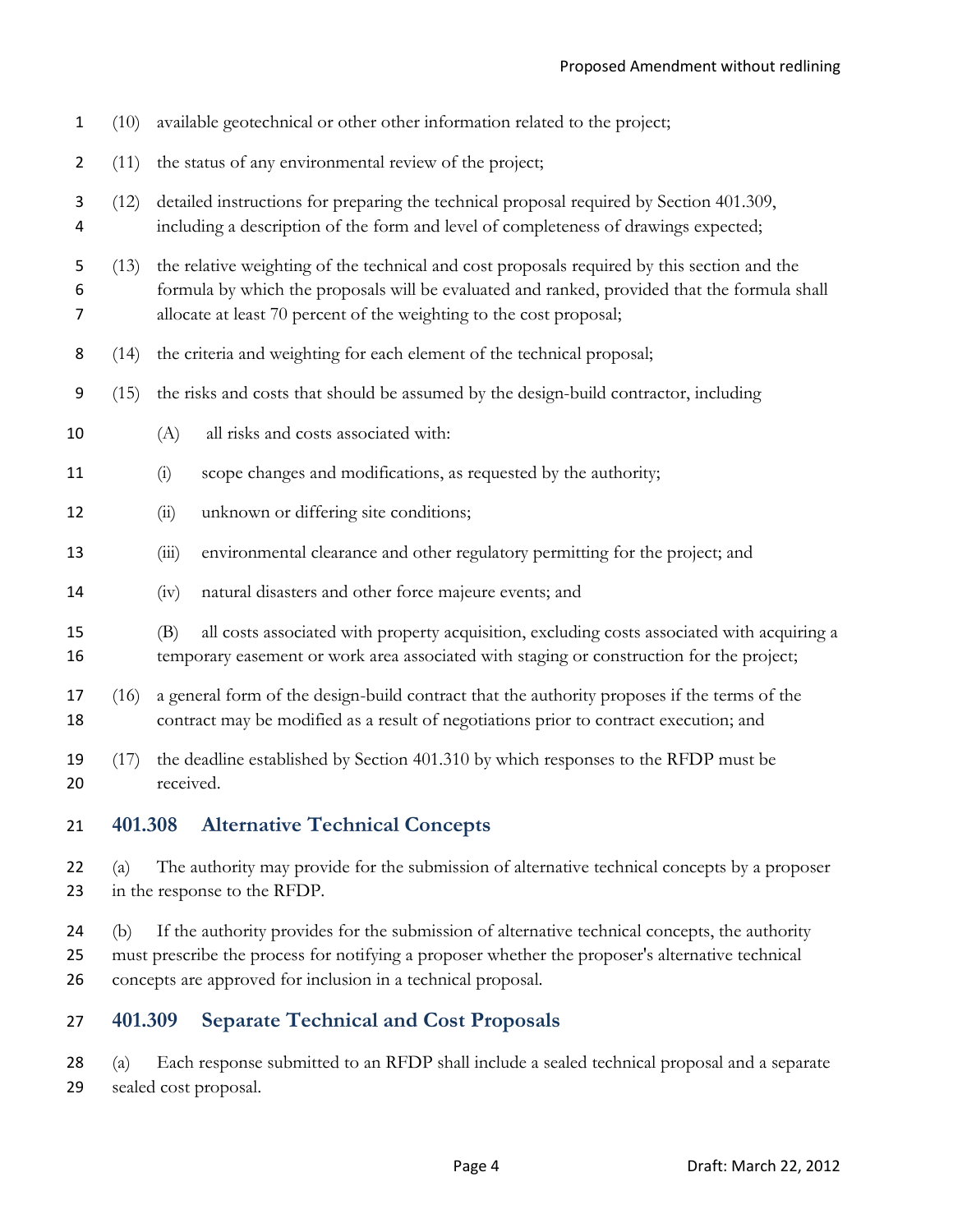(10) available geotechnical or other other information related to the project;

(11) the status of any environmental review of the project;

(12) detailed instructions for preparing the technical proposal required by Section 401.309, including a description of the form and level of completeness of drawings expected;

(13) the relative weighting of the technical and cost proposals required by this section and the formula by which the proposals will be evaluated and ranked, provided that the formula shall allocate at least 70 percent of the weighting to the cost proposal;

(14) the criteria and weighting for each element of the technical proposal;

(15) the risks and costs that should be assumed by the design-build contractor, including

(A) all risks and costs associated with:

(i) scope changes and modifications, as requested by the authority;

(ii) unknown or differing site conditions;

(iii) environmental clearance and other regulatory permitting for the project; and

(iv) natural disasters and other force majeure events; and

(B) all costs associated with property acquisition, excluding costs associated with acquiring a temporary easement or work area associated with staging or construction for the project;

(16) a general form of the design-build contract that the authority proposes if the terms of the contract may be modified as a result of negotiations prior to contract execution; and

(17) the deadline established by Section 401.310 by which responses to the RFDP must be received.

## 401.308 Alternative Technical Concepts

(a) The authority may provide for the submission of alternative technical concepts by a proposer in the response to the RFDP.

(b) If the authority provides for the submission of alternative technical concepts, the authority must prescribe the process for notifying a proposer whether the proposer's alternative technical concepts are approved for inclusion in a technical proposal.

## 401.309 Separate Technical and Cost Proposals

(a) Each response submitted to an RFDP shall include a sealed technical proposal and a separate sealed cost proposal.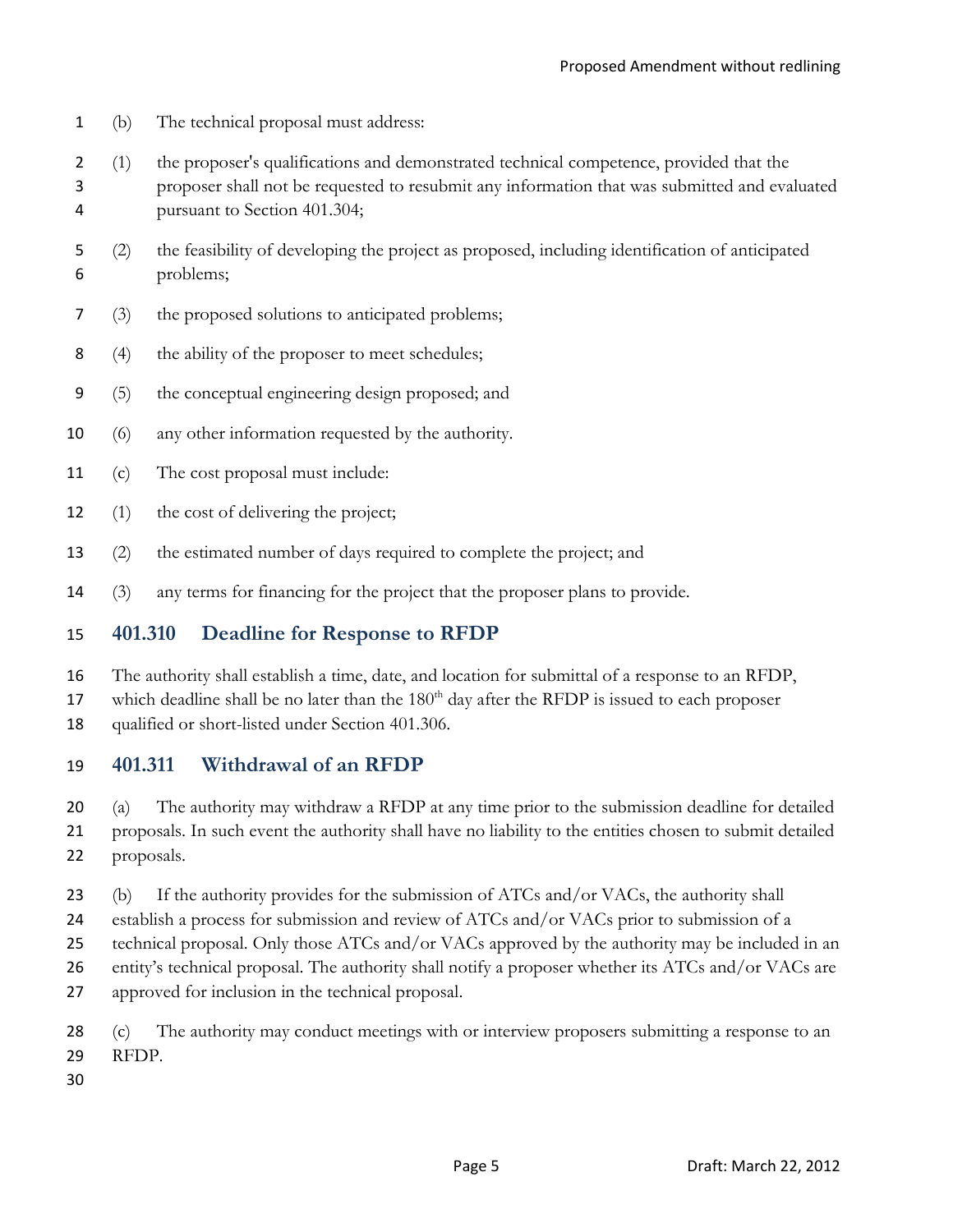(b) The technical proposal must address:

(1) the proposer's qualifications and demonstrated technical competence, provided that the proposer shall not be requested to resubmit any information that was submitted and evaluated pursuant to Section 401.304;

(2) the feasibility of developing the project as proposed, including identification of anticipated problems;

(3) the proposed solutions to anticipated problems;

(4) the ability of the proposer to meet schedules;

(5) the conceptual engineering design proposed; and

(6) any other information requested by the authority.

(c) The cost proposal must include:

(1) the cost of delivering the project;

(2) the estimated number of days required to complete the project; and

(3) any terms for financing for the project that the proposer plans to provide.

## 401.310 Deadline for Response to RFDP

The authority shall establish a time, date, and location for submittal of a response to an RFDP, which deadline shall be no later than the 180th day after the RFDP is issued to each proposer qualified or short-listed under Section 401.306.

## 401.311 Withdrawal of an RFDP

(a) The authority may withdraw a RFDP at any time prior to the submission deadline for detailed proposals. In such event the authority shall have no liability to the entities chosen to submit detailed proposals.

(b) If the authority provides for the submission of ATCs and/or VACs, the authority shall establish a process for submission and review of ATCs and/or VACs prior to submission of a technical proposal. Only those ATCs and/or VACs approved by the authority may be included in an entity's technical proposal. The authority shall notify a proposer whether its ATCs and/or VACs are approved for inclusion in the technical proposal.

(c) The authority may conduct meetings with or interview proposers submitting a response to an RFDP.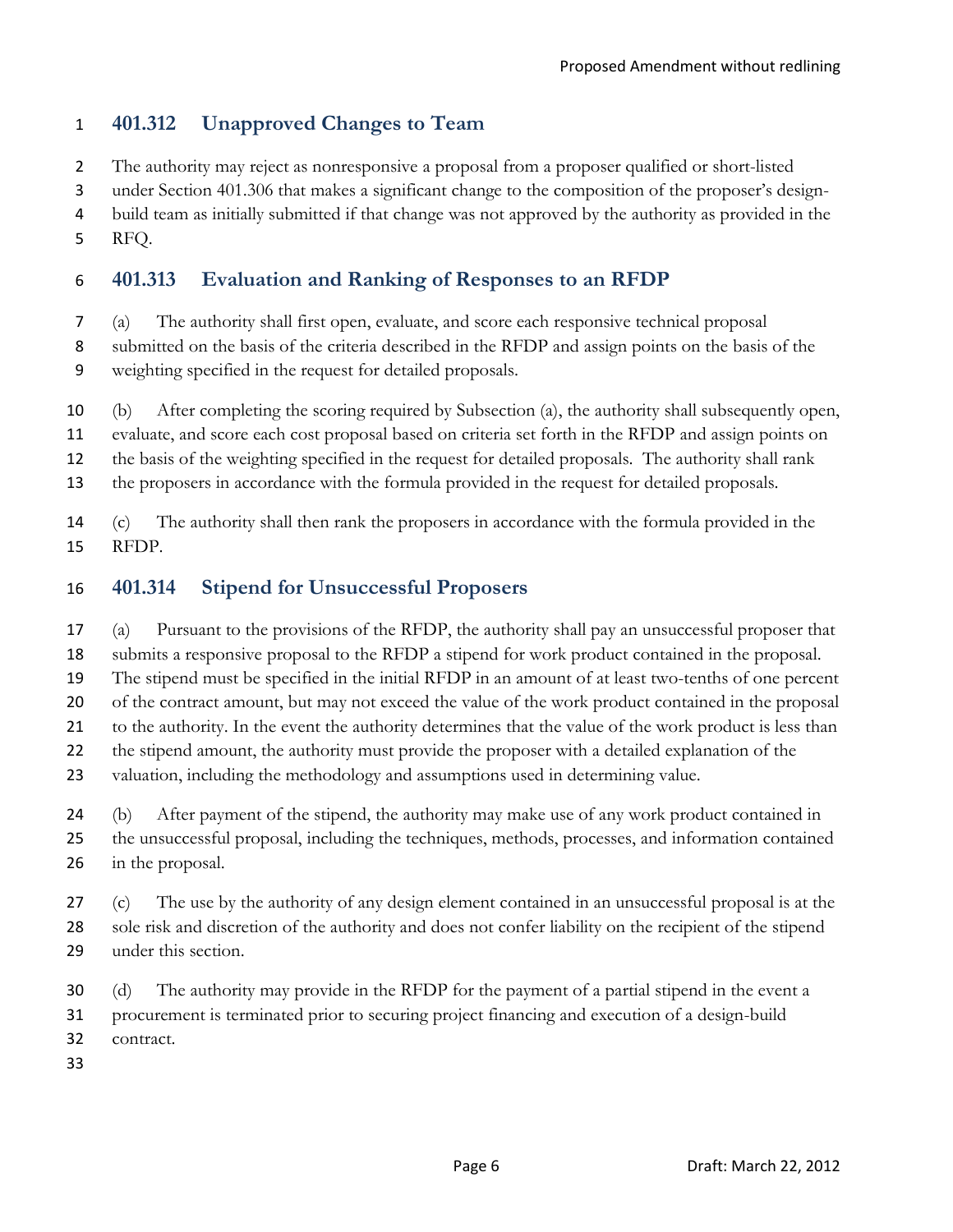### 401.312 Unapproved Changes to Team

The authority may reject as nonresponsive a proposal from a proposer qualified or short-listed under Section 401.306 that makes a significant change to the composition of the proposer's design-build team as initially submitted if that change was not approved by the authority as provided in the RFQ.

### 401.313 Evaluation and Ranking of Responses to an RFDP

(a) The authority shall first open, evaluate, and score each responsive technical proposal submitted on the basis of the criteria described in the RFDP and assign points on the basis of the weighting specified in the request for detailed proposals.

(b) After completing the scoring required by Subsection (a), the authority shall subsequently open, evaluate, and score each cost proposal based on criteria set forth in the RFDP and assign points on the basis of the weighting specified in the request for detailed proposals. The authority shall rank the proposers in accordance with the formula provided in the request for detailed proposals.

(c) The authority shall then rank the proposers in accordance with the formula provided in the RFDP.

### 401.314 Stipend for Unsuccessful Proposers

(a) Pursuant to the provisions of the RFDP, the authority shall pay an unsuccessful proposer that submits a responsive proposal to the RFDP a stipend for work product contained in the proposal. The stipend must be specified in the initial RFDP in an amount of at least two-tenths of one percent of the contract amount, but may not exceed the value of the work product contained in the proposal to the authority. In the event the authority determines that the value of the work product is less than the stipend amount, the authority must provide the proposer with a detailed explanation of the valuation, including the methodology and assumptions used in determining value.

(b) After payment of the stipend, the authority may make use of any work product contained in the unsuccessful proposal, including the techniques, methods, processes, and information contained in the proposal.

(c) The use by the authority of any design element contained in an unsuccessful proposal is at the sole risk and discretion of the authority and does not confer liability on the recipient of the stipend under this section.

(d) The authority may provide in the RFDP for the payment of a partial stipend in the event a procurement is terminated prior to securing project financing and execution of a design-build contract.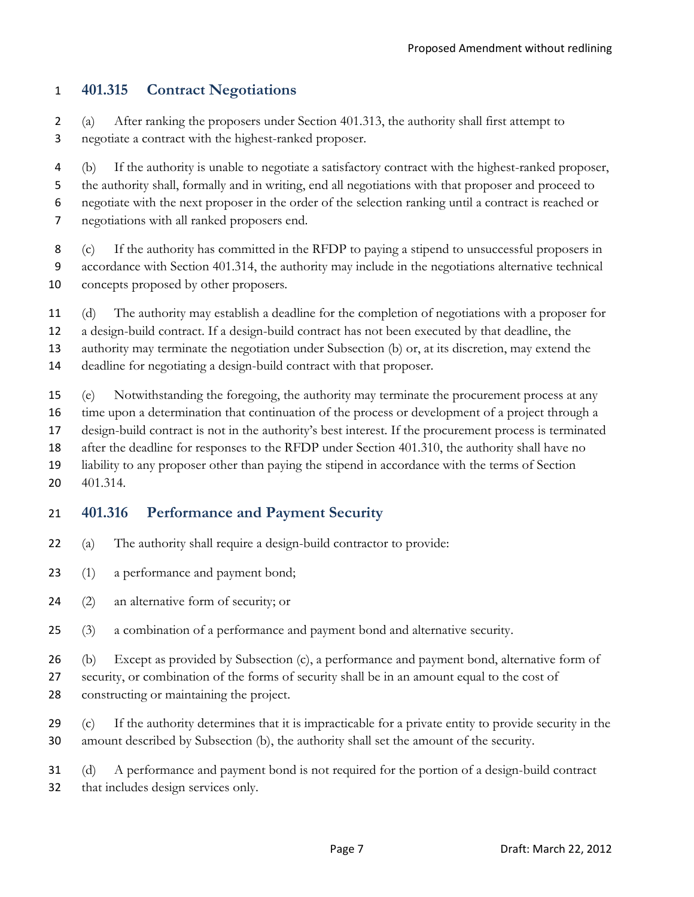## 401.315 Contract Negotiations

(a) After ranking the proposers under Section 401.313, the authority shall first attempt to negotiate a contract with the highest-ranked proposer.

(b) If the authority is unable to negotiate a satisfactory contract with the highest-ranked proposer, the authority shall, formally and in writing, end all negotiations with that proposer and proceed to negotiate with the next proposer in the order of the selection ranking until a contract is reached or negotiations with all ranked proposers end.

(c) If the authority has committed in the RFDP to paying a stipend to unsuccessful proposers in accordance with Section 401.314, the authority may include in the negotiations alternative technical concepts proposed by other proposers.

(d) The authority may establish a deadline for the completion of negotiations with a proposer for a design-build contract. If a design-build contract has not been executed by that deadline, the authority may terminate the negotiation under Subsection (b) or, at its discretion, may extend the deadline for negotiating a design-build contract with that proposer.

(e) Notwithstanding the foregoing, the authority may terminate the procurement process at any time upon a determination that continuation of the process or development of a project through a design-build contract is not in the authority's best interest. If the procurement process is terminated after the deadline for responses to the RFDP under Section 401.310, the authority shall have no liability to any proposer other than paying the stipend in accordance with the terms of Section 401.314.

## 401.316 Performance and Payment Security

(a) The authority shall require a design-build contractor to provide:

(1) a performance and payment bond;

(2) an alternative form of security; or

(3) a combination of a performance and payment bond and alternative security.

(b) Except as provided by Subsection (c), a performance and payment bond, alternative form of security, or combination of the forms of security shall be in an amount equal to the cost of constructing or maintaining the project.

(c) If the authority determines that it is impracticable for a private entity to provide security in the amount described by Subsection (b), the authority shall set the amount of the security.

(d) A performance and payment bond is not required for the portion of a design-build contract that includes design services only.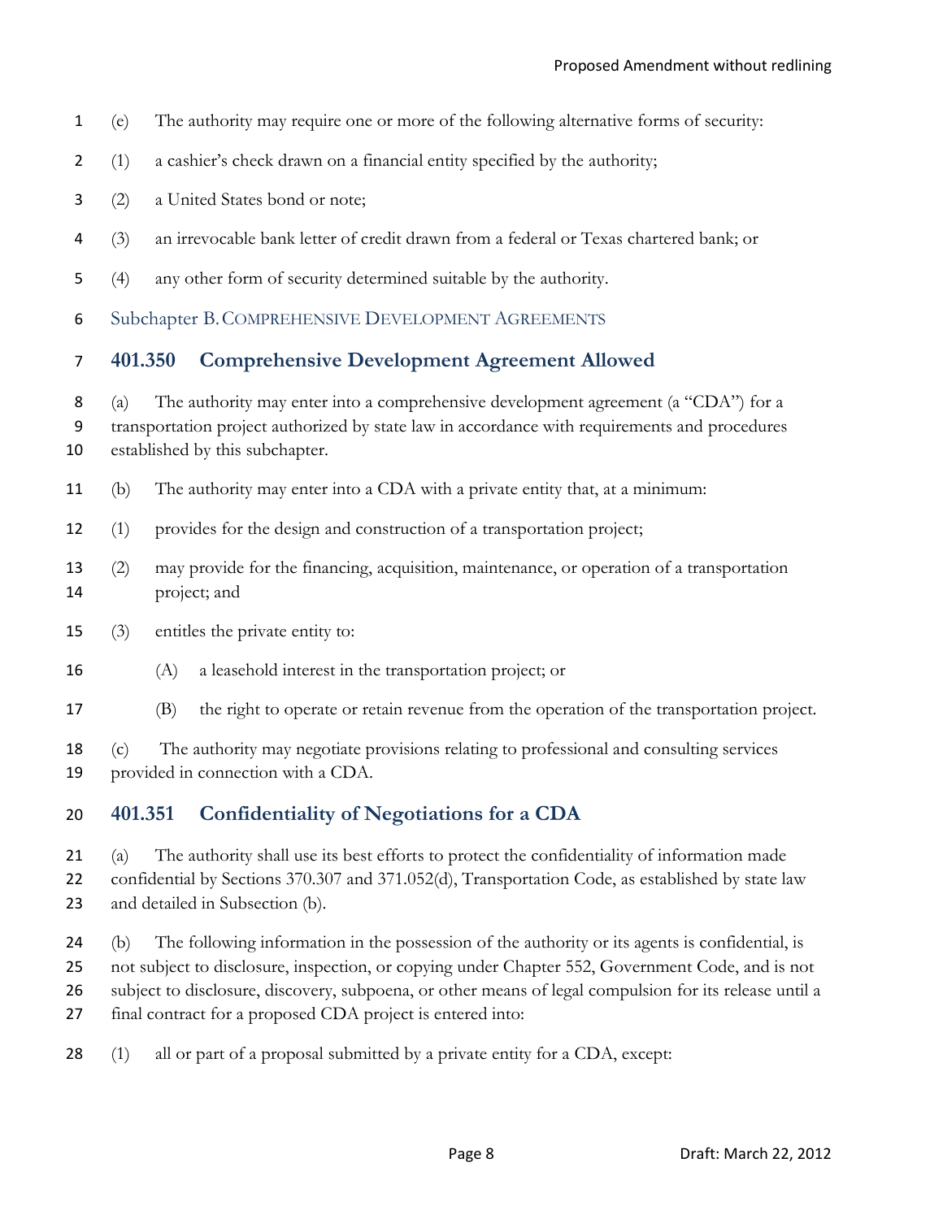(e) The authority may require one or more of the following alternative forms of security:

(1) a cashier's check drawn on a financial entity specified by the authority;

(2) a United States bond or note;

(3) an irrevocable bank letter of credit drawn from a federal or Texas chartered bank; or

(4) any other form of security determined suitable by the authority.

## Subchapter B. Comprehensive Development Agreements

### 401.350 Comprehensive Development Agreement Allowed

(a) The authority may enter into a comprehensive development agreement (a "CDA") for a transportation project authorized by state law in accordance with requirements and procedures established by this subchapter.

(b) The authority may enter into a CDA with a private entity that, at a minimum:

(1) provides for the design and construction of a transportation project;

(2) may provide for the financing, acquisition, maintenance, or operation of a transportation project; and

(3) entitles the private entity to:

(A) a leasehold interest in the transportation project; or

(B) the right to operate or retain revenue from the operation of the transportation project.

(c) The authority may negotiate provisions relating to professional and consulting services provided in connection with a CDA.

### 401.351 Confidentiality of Negotiations for a CDA

(a) The authority shall use its best efforts to protect the confidentiality of information made confidential by Sections 370.307 and 371.052(d), Transportation Code, as established by state law and detailed in Subsection (b).

(b) The following information in the possession of the authority or its agents is confidential, is not subject to disclosure, inspection, or copying under Chapter 552, Government Code, and is not subject to disclosure, discovery, subpoena, or other means of legal compulsion for its release until a final contract for a proposed CDA project is entered into:

(1) all or part of a proposal submitted by a private entity for a CDA, except: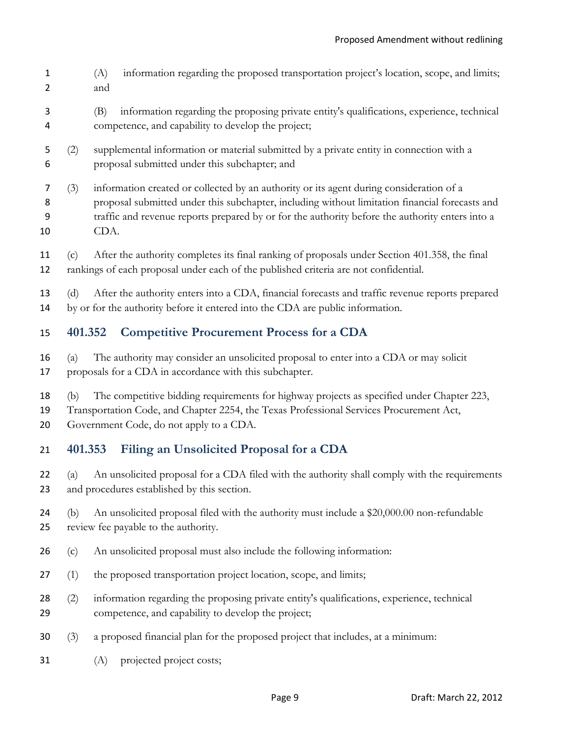(A) information regarding the proposed transportation project's location, scope, and limits; and

(B) information regarding the proposing private entity's qualifications, experience, technical competence, and capability to develop the project;

(2) supplemental information or material submitted by a private entity in connection with a proposal submitted under this subchapter; and

(3) information created or collected by an authority or its agent during consideration of a proposal submitted under this subchapter, including without limitation financial forecasts and traffic and revenue reports prepared by or for the authority before the authority enters into a CDA.

(c) After the authority completes its final ranking of proposals under Section 401.358, the final rankings of each proposal under each of the published criteria are not confidential.

(d) After the authority enters into a CDA, financial forecasts and traffic revenue reports prepared by or for the authority before it entered into the CDA are public information.

## 401.352 Competitive Procurement Process for a CDA

(a) The authority may consider an unsolicited proposal to enter into a CDA or may solicit proposals for a CDA in accordance with this subchapter.

(b) The competitive bidding requirements for highway projects as specified under Chapter 223, Transportation Code, and Chapter 2254, the Texas Professional Services Procurement Act, Government Code, do not apply to a CDA.

## 401.353 Filing an Unsolicited Proposal for a CDA

(a) An unsolicited proposal for a CDA filed with the authority shall comply with the requirements and procedures established by this section.

(b) An unsolicited proposal filed with the authority must include a $20,000.00 non-refundable review fee payable to the authority.

(c) An unsolicited proposal must also include the following information:

(1) the proposed transportation project location, scope, and limits;

(2) information regarding the proposing private entity's qualifications, experience, technical competence, and capability to develop the project;

(3) a proposed financial plan for the proposed project that includes, at a minimum:

(A) projected project costs;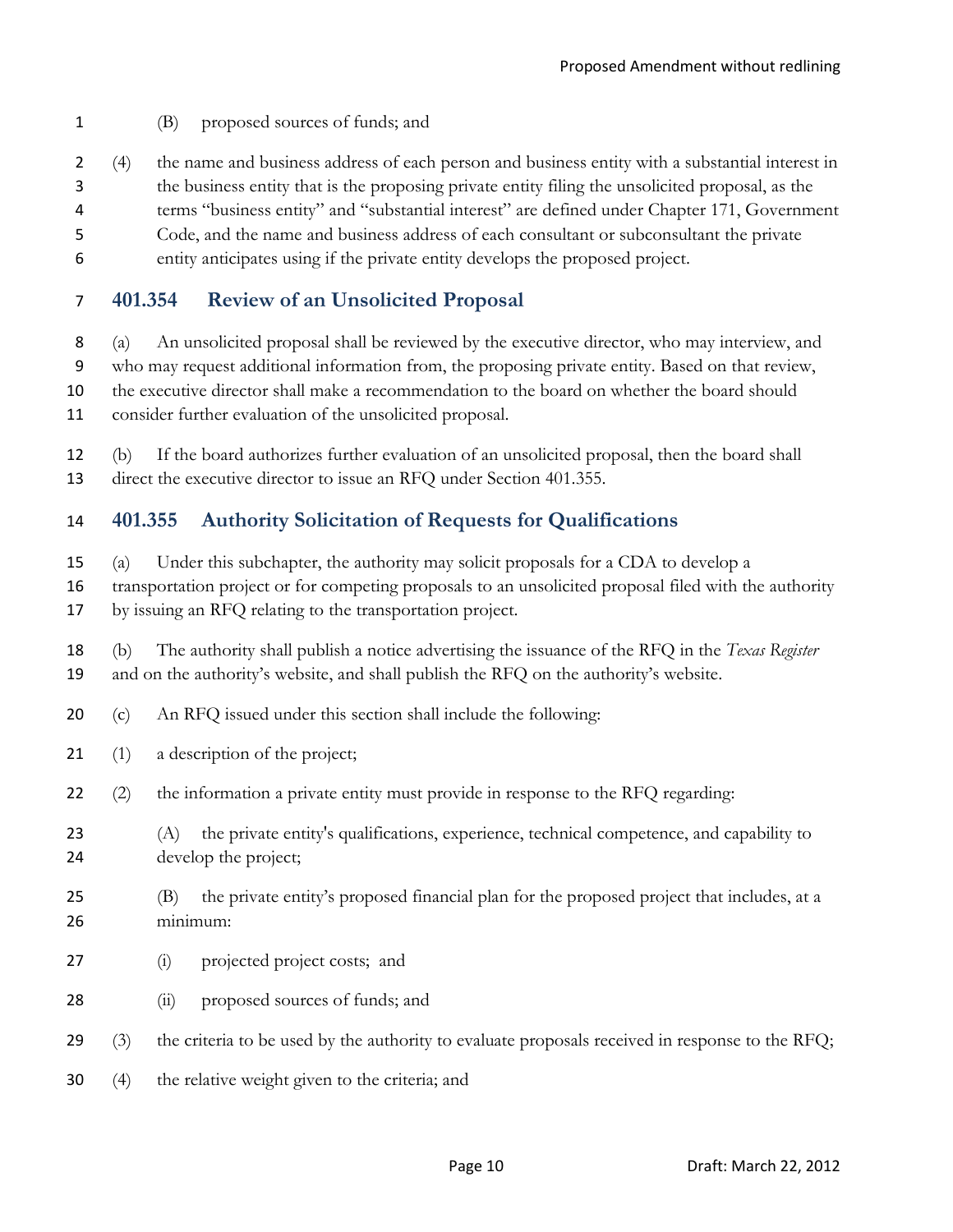(B) proposed sources of funds; and

(4) the name and business address of each person and business entity with a substantial interest in the business entity that is the proposing private entity filing the unsolicited proposal, as the terms "business entity" and "substantial interest" are defined under Chapter 171, Government Code, and the name and business address of each consultant or subconsultant the private entity anticipates using if the private entity develops the proposed project.

## 401.354 Review of an Unsolicited Proposal

(a) An unsolicited proposal shall be reviewed by the executive director, who may interview, and who may request additional information from, the proposing private entity. Based on that review, the executive director shall make a recommendation to the board on whether the board should consider further evaluation of the unsolicited proposal.

(b) If the board authorizes further evaluation of an unsolicited proposal, then the board shall direct the executive director to issue an RFQ under Section 401.355.

## 401.355 Authority Solicitation of Requests for Qualifications

(a) Under this subchapter, the authority may solicit proposals for a CDA to develop a transportation project or for competing proposals to an unsolicited proposal filed with the authority by issuing an RFQ relating to the transportation project.

(b) The authority shall publish a notice advertising the issuance of the RFQ in the *Texas Register* and on the authority's website, and shall publish the RFQ on the authority's website.

(c) An RFQ issued under this section shall include the following:

(1) a description of the project;

(2) the information a private entity must provide in response to the RFQ regarding:

(A) the private entity's qualifications, experience, technical competence, and capability to develop the project;

(B) the private entity's proposed financial plan for the proposed project that includes, at a minimum:

(i) projected project costs; and

(ii) proposed sources of funds; and

(3) the criteria to be used by the authority to evaluate proposals received in response to the RFQ;

(4) the relative weight given to the criteria; and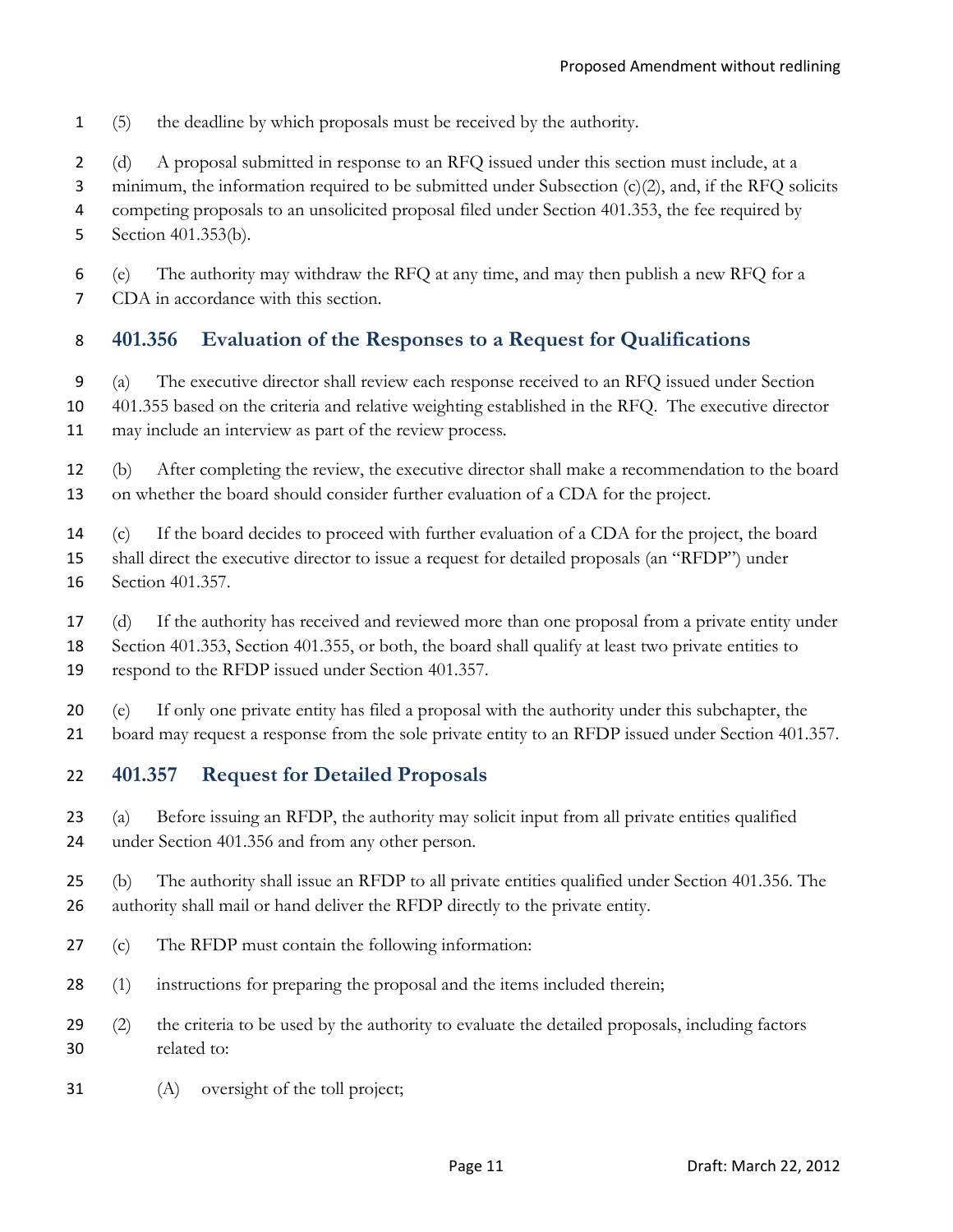(5) the deadline by which proposals must be received by the authority.

(d) A proposal submitted in response to an RFQ issued under this section must include, at a minimum, the information required to be submitted under Subsection (c)(2), and, if the RFQ solicits competing proposals to an unsolicited proposal filed under Section 401.353, the fee required by Section 401.353(b).

(e) The authority may withdraw the RFQ at any time, and may then publish a new RFQ for a CDA in accordance with this section.

## 401.356 Evaluation of the Responses to a Request for Qualifications

(a) The executive director shall review each response received to an RFQ issued under Section 401.355 based on the criteria and relative weighting established in the RFQ. The executive director may include an interview as part of the review process.

(b) After completing the review, the executive director shall make a recommendation to the board on whether the board should consider further evaluation of a CDA for the project.

(c) If the board decides to proceed with further evaluation of a CDA for the project, the board shall direct the executive director to issue a request for detailed proposals (an "RFDP") under Section 401.357.

(d) If the authority has received and reviewed more than one proposal from a private entity under Section 401.353, Section 401.355, or both, the board shall qualify at least two private entities to respond to the RFDP issued under Section 401.357.

(e) If only one private entity has filed a proposal with the authority under this subchapter, the board may request a response from the sole private entity to an RFDP issued under Section 401.357.

## 401.357 Request for Detailed Proposals

(a) Before issuing an RFDP, the authority may solicit input from all private entities qualified under Section 401.356 and from any other person.

(b) The authority shall issue an RFDP to all private entities qualified under Section 401.356. The authority shall mail or hand deliver the RFDP directly to the private entity.

(c) The RFDP must contain the following information:

(1) instructions for preparing the proposal and the items included therein;

(2) the criteria to be used by the authority to evaluate the detailed proposals, including factors related to:

(A) oversight of the toll project;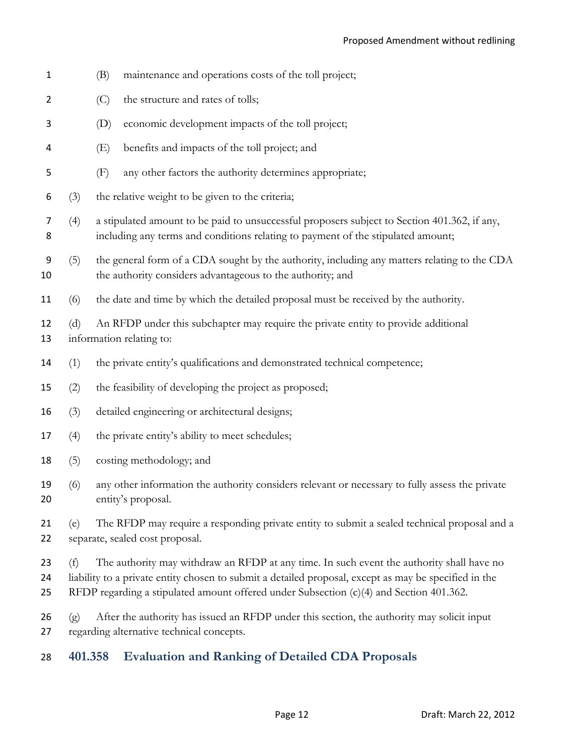(B) maintenance and operations costs of the toll project;

(C) the structure and rates of tolls;

(D) economic development impacts of the toll project;

(E) benefits and impacts of the toll project; and

(F) any other factors the authority determines appropriate;

(3) the relative weight to be given to the criteria;

(4) a stipulated amount to be paid to unsuccessful proposers subject to Section 401.362, if any, including any terms and conditions relating to payment of the stipulated amount;

(5) the general form of a CDA sought by the authority, including any matters relating to the CDA the authority considers advantageous to the authority; and

(6) the date and time by which the detailed proposal must be received by the authority.

(d) An RFDP under this subchapter may require the private entity to provide additional information relating to:

(1) the private entity's qualifications and demonstrated technical competence;

(2) the feasibility of developing the project as proposed;

(3) detailed engineering or architectural designs;

(4) the private entity's ability to meet schedules;

(5) costing methodology; and

(6) any other information the authority considers relevant or necessary to fully assess the private entity's proposal.

(e) The RFDP may require a responding private entity to submit a sealed technical proposal and a separate, sealed cost proposal.

(f) The authority may withdraw an RFDP at any time. In such event the authority shall have no liability to a private entity chosen to submit a detailed proposal, except as may be specified in the RFDP regarding a stipulated amount offered under Subsection (c)(4) and Section 401.362.

(g) After the authority has issued an RFDP under this section, the authority may solicit input regarding alternative technical concepts.

## 401.358 Evaluation and Ranking of Detailed CDA Proposals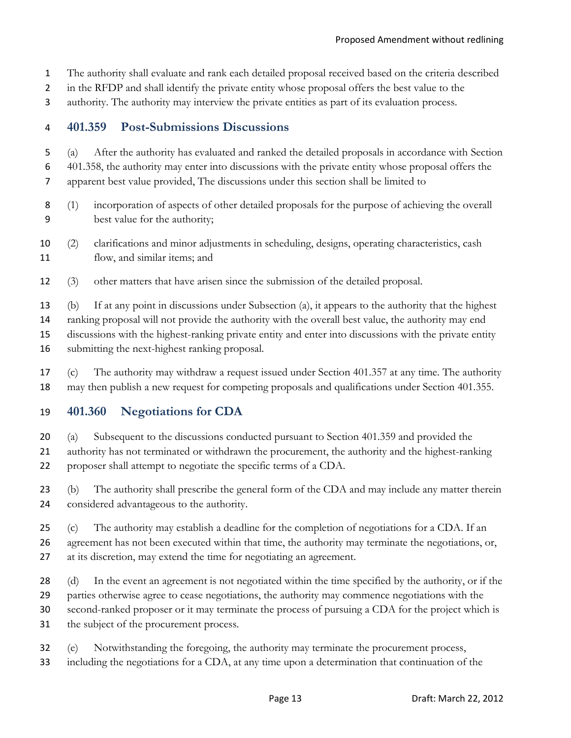The authority shall evaluate and rank each detailed proposal received based on the criteria described in the RFDP and shall identify the private entity whose proposal offers the best value to the authority. The authority may interview the private entities as part of its evaluation process.

## 401.359 Post-Submissions Discussions

(a) After the authority has evaluated and ranked the detailed proposals in accordance with Section 401.358, the authority may enter into discussions with the private entity whose proposal offers the apparent best value provided, The discussions under this section shall be limited to

(1) incorporation of aspects of other detailed proposals for the purpose of achieving the overall best value for the authority;

(2) clarifications and minor adjustments in scheduling, designs, operating characteristics, cash flow, and similar items; and

(3) other matters that have arisen since the submission of the detailed proposal.

(b) If at any point in discussions under Subsection (a), it appears to the authority that the highest ranking proposal will not provide the authority with the overall best value, the authority may end discussions with the highest-ranking private entity and enter into discussions with the private entity submitting the next-highest ranking proposal.

(c) The authority may withdraw a request issued under Section 401.357 at any time. The authority may then publish a new request for competing proposals and qualifications under Section 401.355.

## 401.360 Negotiations for CDA

(a) Subsequent to the discussions conducted pursuant to Section 401.359 and provided the authority has not terminated or withdrawn the procurement, the authority and the highest-ranking proposer shall attempt to negotiate the specific terms of a CDA.

(b) The authority shall prescribe the general form of the CDA and may include any matter therein considered advantageous to the authority.

(c) The authority may establish a deadline for the completion of negotiations for a CDA. If an agreement has not been executed within that time, the authority may terminate the negotiations, or, at its discretion, may extend the time for negotiating an agreement.

(d) In the event an agreement is not negotiated within the time specified by the authority, or if the parties otherwise agree to cease negotiations, the authority may commence negotiations with the second-ranked proposer or it may terminate the process of pursuing a CDA for the project which is the subject of the procurement process.

(e) Notwithstanding the foregoing, the authority may terminate the procurement process, including the negotiations for a CDA, at any time upon a determination that continuation of the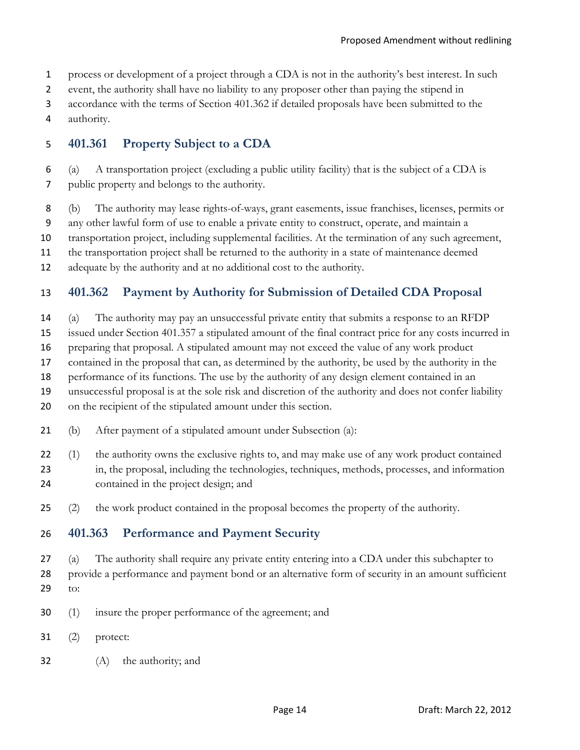process or development of a project through a CDA is not in the authority's best interest. In such event, the authority shall have no liability to any proposer other than paying the stipend in accordance with the terms of Section 401.362 if detailed proposals have been submitted to the authority.

## 401.361 Property Subject to a CDA

(a) A transportation project (excluding a public utility facility) that is the subject of a CDA is public property and belongs to the authority.

(b) The authority may lease rights-of-ways, grant easements, issue franchises, licenses, permits or any other lawful form of use to enable a private entity to construct, operate, and maintain a transportation project, including supplemental facilities. At the termination of any such agreement, the transportation project shall be returned to the authority in a state of maintenance deemed adequate by the authority and at no additional cost to the authority.

## 401.362 Payment by Authority for Submission of Detailed CDA Proposal

(a) The authority may pay an unsuccessful private entity that submits a response to an RFDP issued under Section 401.357 a stipulated amount of the final contract price for any costs incurred in preparing that proposal. A stipulated amount may not exceed the value of any work product contained in the proposal that can, as determined by the authority, be used by the authority in the performance of its functions. The use by the authority of any design element contained in an unsuccessful proposal is at the sole risk and discretion of the authority and does not confer liability on the recipient of the stipulated amount under this section.

(b) After payment of a stipulated amount under Subsection (a):

(1) the authority owns the exclusive rights to, and may make use of any work product contained in, the proposal, including the technologies, techniques, methods, processes, and information contained in the project design; and

(2) the work product contained in the proposal becomes the property of the authority.

## 401.363 Performance and Payment Security

(a) The authority shall require any private entity entering into a CDA under this subchapter to provide a performance and payment bond or an alternative form of security in an amount sufficient to:

(1) insure the proper performance of the agreement; and

(2) protect:

(A) the authority; and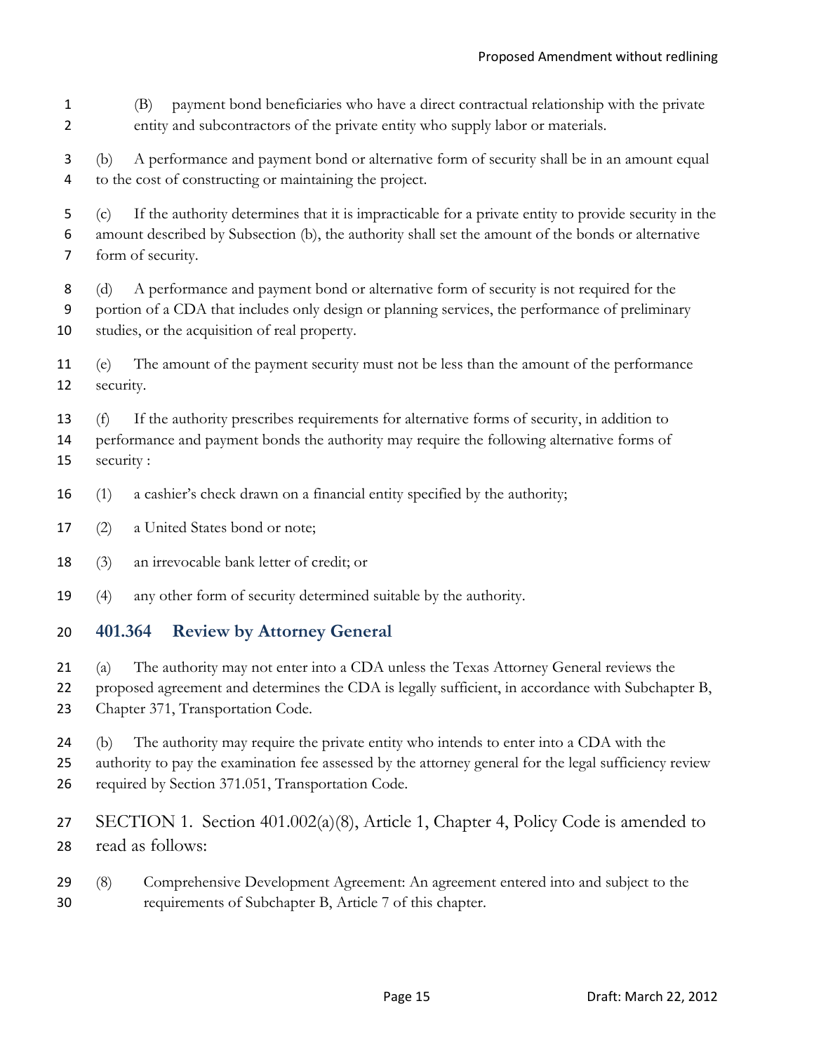(B) payment bond beneficiaries who have a direct contractual relationship with the private entity and subcontractors of the private entity who supply labor or materials.

(b) A performance and payment bond or alternative form of security shall be in an amount equal to the cost of constructing or maintaining the project.

(c) If the authority determines that it is impracticable for a private entity to provide security in the amount described by Subsection (b), the authority shall set the amount of the bonds or alternative form of security.

(d) A performance and payment bond or alternative form of security is not required for the portion of a CDA that includes only design or planning services, the performance of preliminary studies, or the acquisition of real property.

(e) The amount of the payment security must not be less than the amount of the performance security.

(f) If the authority prescribes requirements for alternative forms of security, in addition to performance and payment bonds the authority may require the following alternative forms of security :

(1) a cashier's check drawn on a financial entity specified by the authority;

(2) a United States bond or note;

(3) an irrevocable bank letter of credit; or

(4) any other form of security determined suitable by the authority.

## 401.364 Review by Attorney General

(a) The authority may not enter into a CDA unless the Texas Attorney General reviews the proposed agreement and determines the CDA is legally sufficient, in accordance with Subchapter B, Chapter 371, Transportation Code.

(b) The authority may require the private entity who intends to enter into a CDA with the authority to pay the examination fee assessed by the attorney general for the legal sufficiency review required by Section 371.051, Transportation Code.

SECTION 1. Section 401.002(a)(8), Article 1, Chapter 4, Policy Code is amended to read as follows:

(8) Comprehensive Development Agreement: An agreement entered into and subject to the requirements of Subchapter B, Article 7 of this chapter.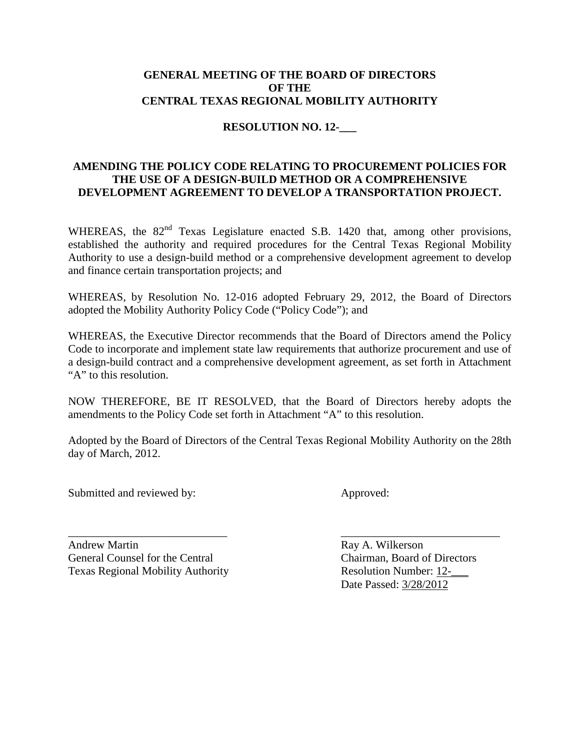**GENERAL MEETING OF THE BOARD OF DIRECTORS**
**OF THE**
**CENTRAL TEXAS REGIONAL MOBILITY AUTHORITY**

**RESOLUTION NO. 12-___**

**AMENDING THE POLICY CODE RELATING TO PROCUREMENT POLICIES FOR THE USE OF A DESIGN-BUILD METHOD OR A COMPREHENSIVE DEVELOPMENT AGREEMENT TO DEVELOP A TRANSPORTATION PROJECT.**

WHEREAS, the 82nd Texas Legislature enacted S.B. 1420 that, among other provisions, established the authority and required procedures for the Central Texas Regional Mobility Authority to use a design-build method or a comprehensive development agreement to develop and finance certain transportation projects; and

WHEREAS, by Resolution No. 12-016 adopted February 29, 2012, the Board of Directors adopted the Mobility Authority Policy Code ("Policy Code"); and

WHEREAS, the Executive Director recommends that the Board of Directors amend the Policy Code to incorporate and implement state law requirements that authorize procurement and use of a design-build contract and a comprehensive development agreement, as set forth in Attachment "A" to this resolution.

NOW THEREFORE, BE IT RESOLVED, that the Board of Directors hereby adopts the amendments to the Policy Code set forth in Attachment "A" to this resolution.

Adopted by the Board of Directors of the Central Texas Regional Mobility Authority on the 28th day of March, 2012.

Submitted and reviewed by:

___________________________
Andrew Martin
General Counsel for the Central Texas Regional Mobility Authority

Approved:

___________________________
Ray A. Wilkerson
Chairman, Board of Directors
Resolution Number: 12-___
Date Passed: 3/28/2012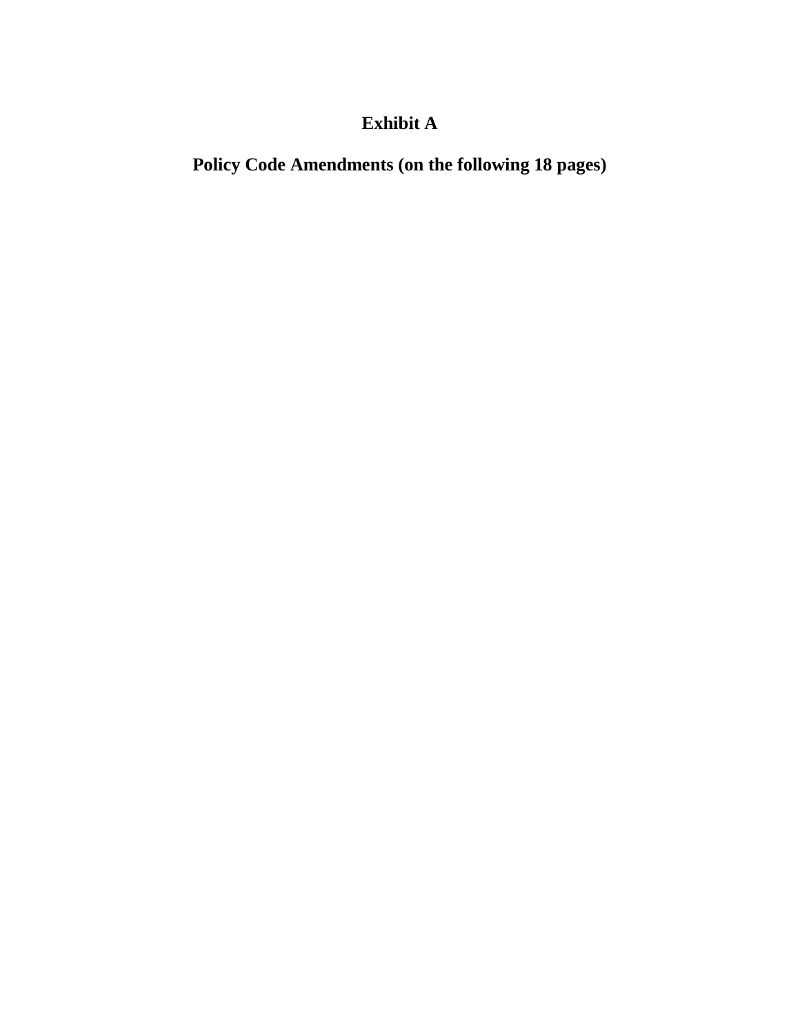# Exhibit A

## Policy Code Amendments (on the following 18 pages)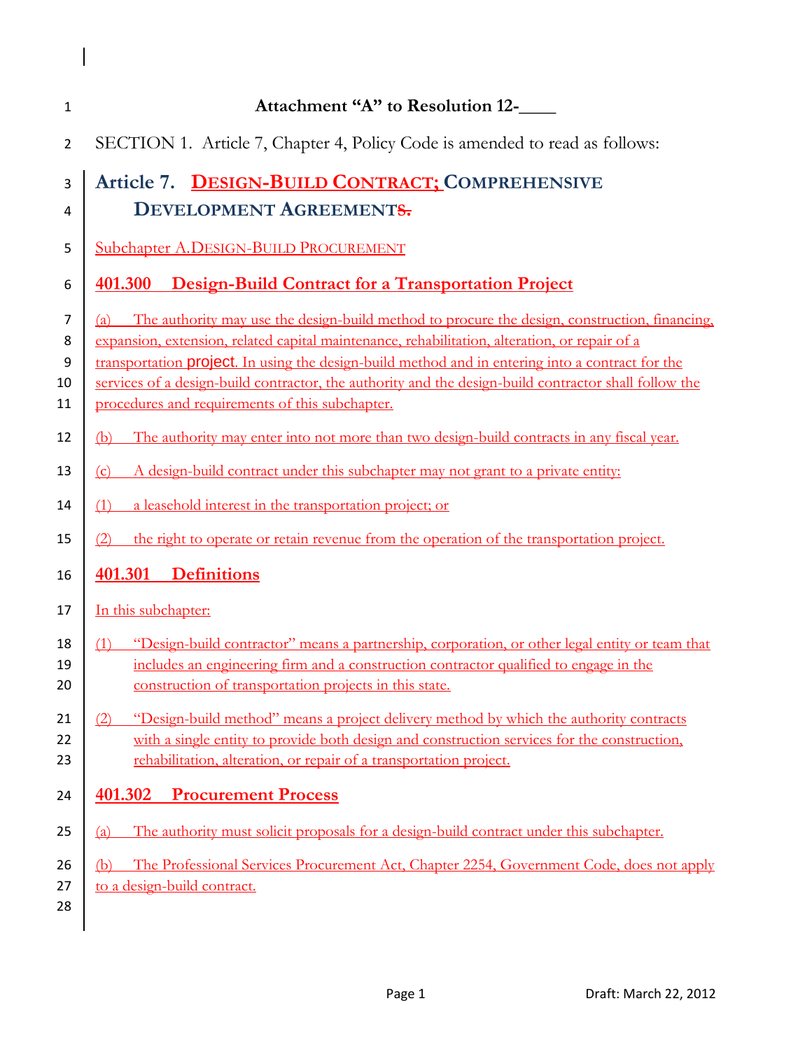**Attachment "A" to Resolution 12-____**

SECTION 1. Article 7, Chapter 4, Policy Code is amended to read as follows:

# Article 7. DESIGN-BUILD CONTRACT; COMPREHENSIVE DEVELOPMENT AGREEMENTS.

Subchapter A. DESIGN-BUILD PROCUREMENT

## 401.300 Design-Build Contract for a Transportation Project

(a) The authority may use the design-build method to procure the design, construction, financing, expansion, extension, related capital maintenance, rehabilitation, alteration, or repair of a transportation project. In using the design-build method and in entering into a contract for the services of a design-build contractor, the authority and the design-build contractor shall follow the procedures and requirements of this subchapter.

(b) The authority may enter into not more than two design-build contracts in any fiscal year.

(c) A design-build contract under this subchapter may not grant to a private entity:

(1) a leasehold interest in the transportation project; or

(2) the right to operate or retain revenue from the operation of the transportation project.

## 401.301 Definitions

In this subchapter:

(1) "Design-build contractor" means a partnership, corporation, or other legal entity or team that includes an engineering firm and a construction contractor qualified to engage in the construction of transportation projects in this state.

(2) "Design-build method" means a project delivery method by which the authority contracts with a single entity to provide both design and construction services for the construction, rehabilitation, alteration, or repair of a transportation project.

## 401.302 Procurement Process

(a) The authority must solicit proposals for a design-build contract under this subchapter.

(b) The Professional Services Procurement Act, Chapter 2254, Government Code, does not apply to a design-build contract.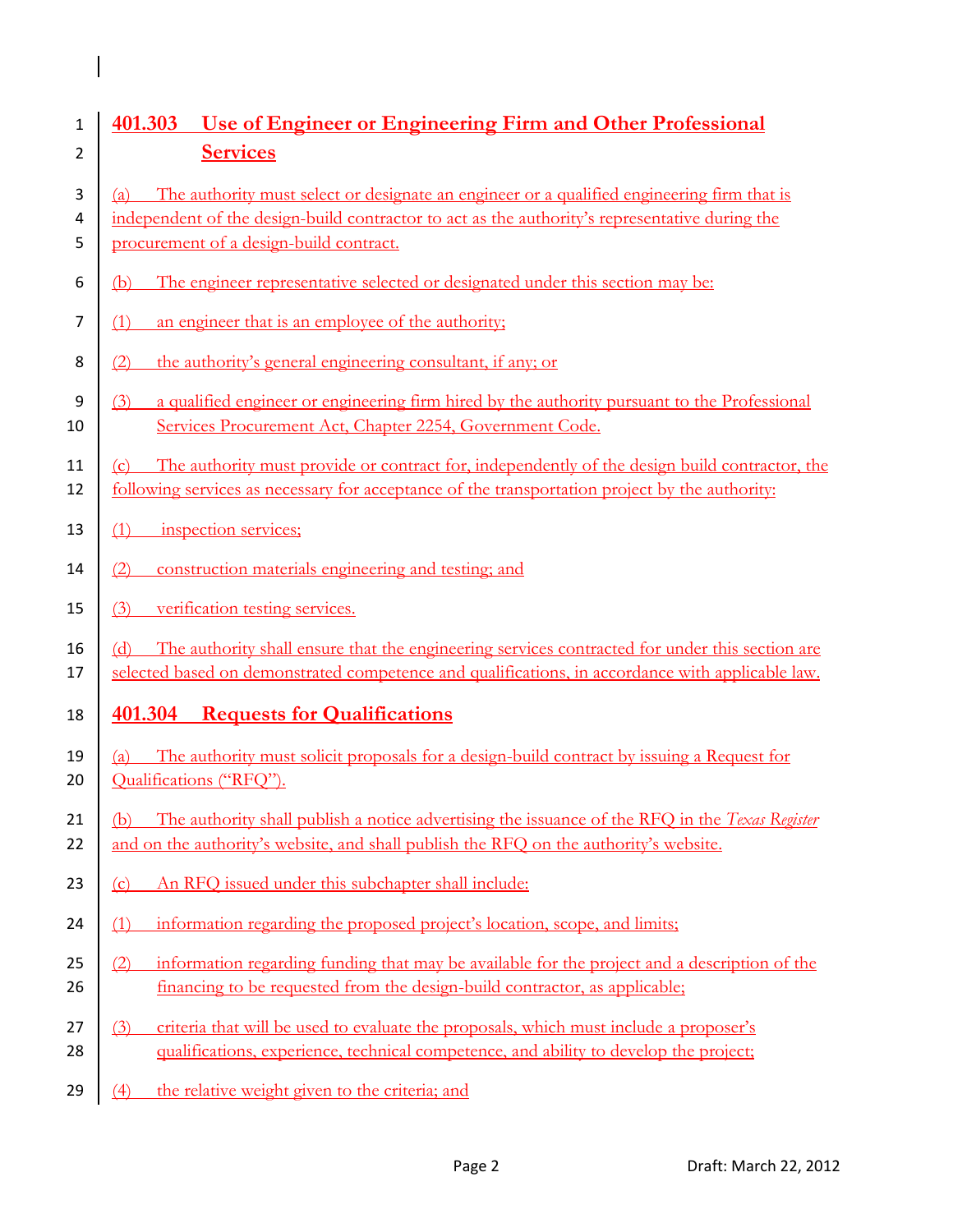## 401.303 Use of Engineer or Engineering Firm and Other Professional Services

(a) The authority must select or designate an engineer or a qualified engineering firm that is independent of the design-build contractor to act as the authority's representative during the procurement of a design-build contract.

(b) The engineer representative selected or designated under this section may be:

(1) an engineer that is an employee of the authority;

(2) the authority's general engineering consultant, if any; or

(3) a qualified engineer or engineering firm hired by the authority pursuant to the Professional Services Procurement Act, Chapter 2254, Government Code.

(c) The authority must provide or contract for, independently of the design build contractor, the following services as necessary for acceptance of the transportation project by the authority:

(1) inspection services;

(2) construction materials engineering and testing; and

(3) verification testing services.

(d) The authority shall ensure that the engineering services contracted for under this section are selected based on demonstrated competence and qualifications, in accordance with applicable law.

## 401.304 Requests for Qualifications

(a) The authority must solicit proposals for a design-build contract by issuing a Request for Qualifications ("RFQ").

(b) The authority shall publish a notice advertising the issuance of the RFQ in the *Texas Register* and on the authority's website, and shall publish the RFQ on the authority's website.

(c) An RFQ issued under this subchapter shall include:

(1) information regarding the proposed project's location, scope, and limits;

(2) information regarding funding that may be available for the project and a description of the financing to be requested from the design-build contractor, as applicable;

(3) criteria that will be used to evaluate the proposals, which must include a proposer's qualifications, experience, technical competence, and ability to develop the project;

(4) the relative weight given to the criteria; and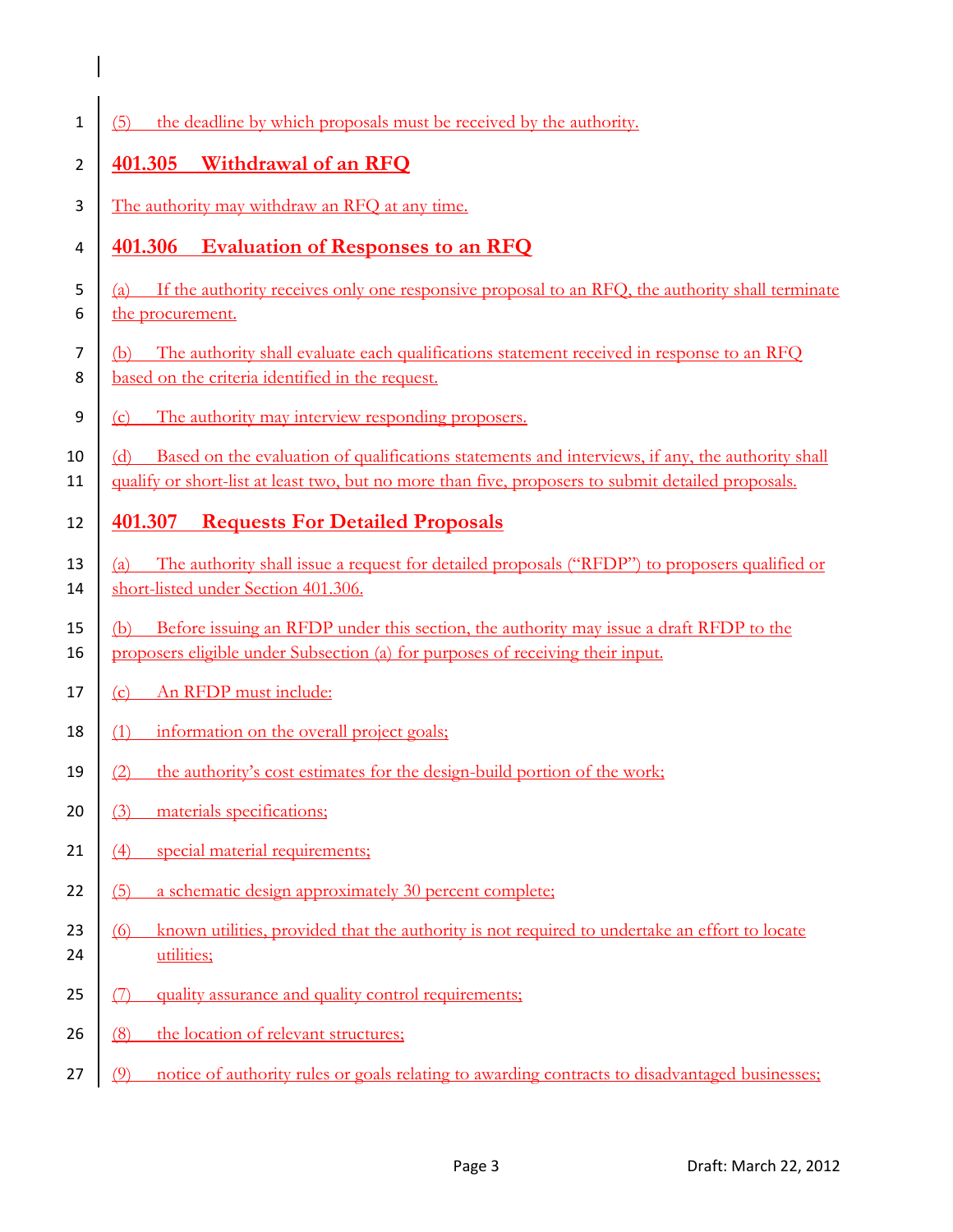(5) the deadline by which proposals must be received by the authority.

## 401.305 Withdrawal of an RFQ

The authority may withdraw an RFQ at any time.

## 401.306 Evaluation of Responses to an RFQ

(a) If the authority receives only one responsive proposal to an RFQ, the authority shall terminate the procurement.

(b) The authority shall evaluate each qualifications statement received in response to an RFQ based on the criteria identified in the request.

(c) The authority may interview responding proposers.

(d) Based on the evaluation of qualifications statements and interviews, if any, the authority shall qualify or short-list at least two, but no more than five, proposers to submit detailed proposals.

## 401.307 Requests For Detailed Proposals

(a) The authority shall issue a request for detailed proposals ("RFDP") to proposers qualified or short-listed under Section 401.306.

(b) Before issuing an RFDP under this section, the authority may issue a draft RFDP to the proposers eligible under Subsection (a) for purposes of receiving their input.

(c) An RFDP must include:

(1) information on the overall project goals;

(2) the authority's cost estimates for the design-build portion of the work;

(3) materials specifications;

(4) special material requirements;

(5) a schematic design approximately 30 percent complete;

(6) known utilities, provided that the authority is not required to undertake an effort to locate utilities;

(7) quality assurance and quality control requirements;

(8) the location of relevant structures;

(9) notice of authority rules or goals relating to awarding contracts to disadvantaged businesses;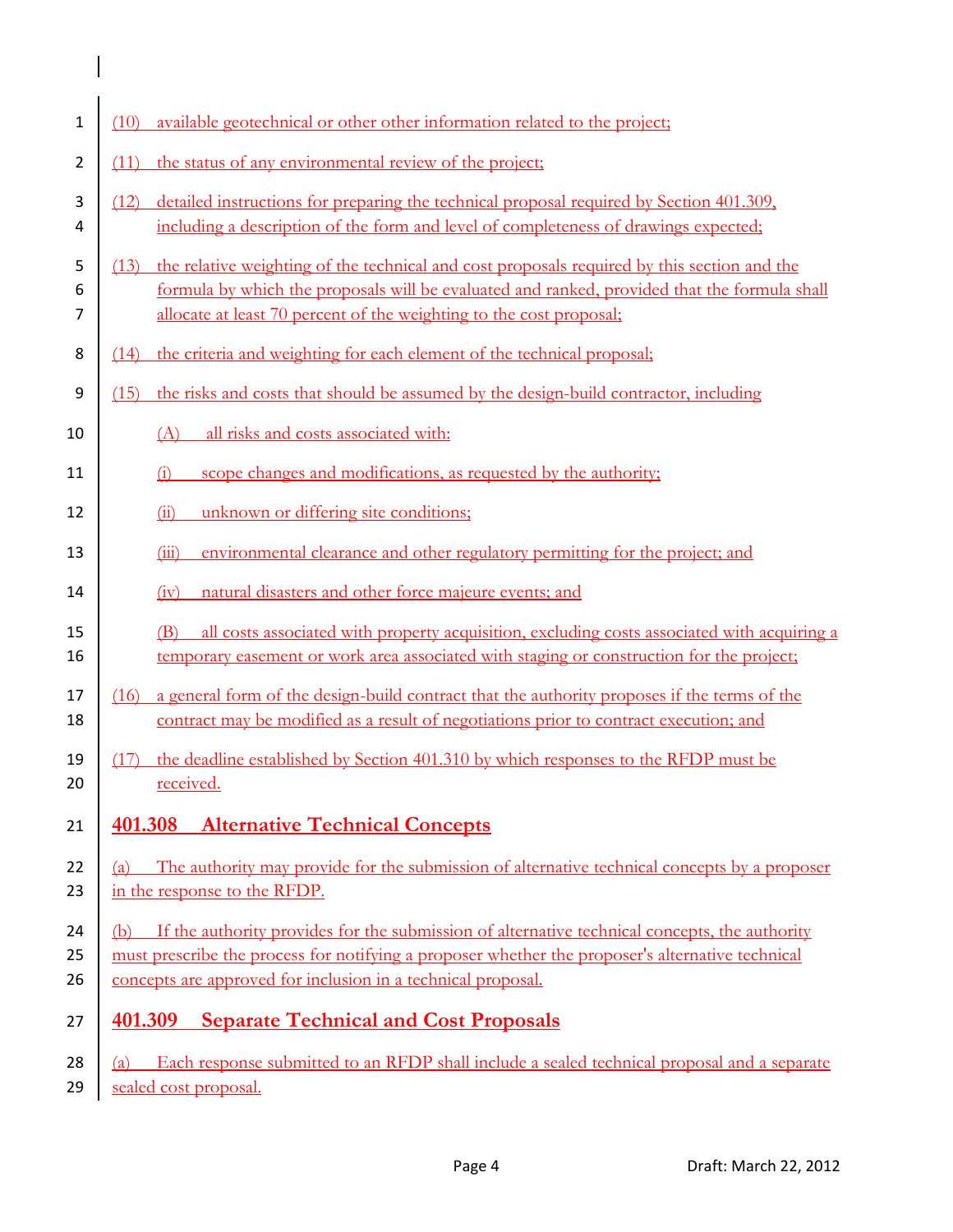(10) available geotechnical or other other information related to the project;

(11) the status of any environmental review of the project;

(12) detailed instructions for preparing the technical proposal required by Section 401.309, including a description of the form and level of completeness of drawings expected;

(13) the relative weighting of the technical and cost proposals required by this section and the formula by which the proposals will be evaluated and ranked, provided that the formula shall allocate at least 70 percent of the weighting to the cost proposal;

(14) the criteria and weighting for each element of the technical proposal;

(15) the risks and costs that should be assumed by the design-build contractor, including

(A) all risks and costs associated with:

(i) scope changes and modifications, as requested by the authority;

(ii) unknown or differing site conditions;

(iii) environmental clearance and other regulatory permitting for the project; and

(iv) natural disasters and other force majeure events; and

(B) all costs associated with property acquisition, excluding costs associated with acquiring a temporary easement or work area associated with staging or construction for the project;

(16) a general form of the design-build contract that the authority proposes if the terms of the contract may be modified as a result of negotiations prior to contract execution; and

(17) the deadline established by Section 401.310 by which responses to the RFDP must be received.

## 401.308 Alternative Technical Concepts

(a) The authority may provide for the submission of alternative technical concepts by a proposer in the response to the RFDP.

(b) If the authority provides for the submission of alternative technical concepts, the authority must prescribe the process for notifying a proposer whether the proposer's alternative technical concepts are approved for inclusion in a technical proposal.

## 401.309 Separate Technical and Cost Proposals

(a) Each response submitted to an RFDP shall include a sealed technical proposal and a separate sealed cost proposal.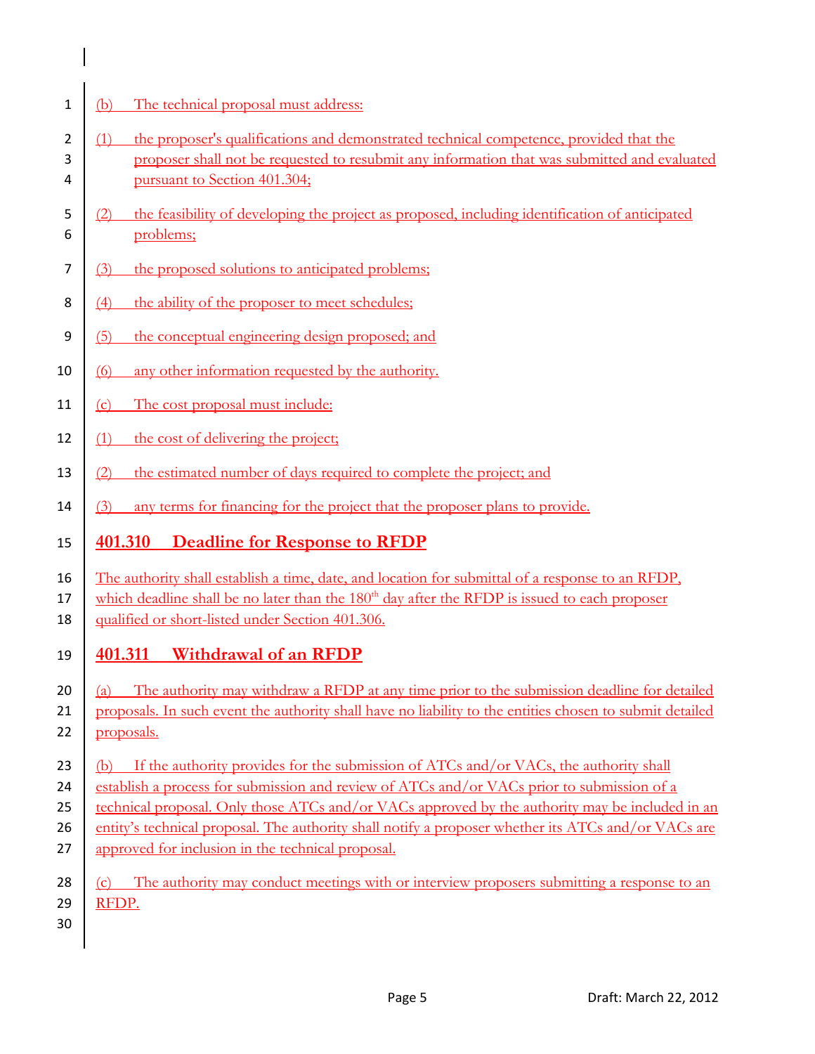(b) The technical proposal must address:

(1) the proposer's qualifications and demonstrated technical competence, provided that the proposer shall not be requested to resubmit any information that was submitted and evaluated pursuant to Section 401.304;

(2) the feasibility of developing the project as proposed, including identification of anticipated problems;

(3) the proposed solutions to anticipated problems;

(4) the ability of the proposer to meet schedules;

(5) the conceptual engineering design proposed; and

(6) any other information requested by the authority.

(c) The cost proposal must include:

(1) the cost of delivering the project;

(2) the estimated number of days required to complete the project; and

(3) any terms for financing for the project that the proposer plans to provide.

## 401.310 Deadline for Response to RFDP

The authority shall establish a time, date, and location for submittal of a response to an RFDP, which deadline shall be no later than the 180th day after the RFDP is issued to each proposer qualified or short-listed under Section 401.306.

## 401.311 Withdrawal of an RFDP

(a) The authority may withdraw a RFDP at any time prior to the submission deadline for detailed proposals. In such event the authority shall have no liability to the entities chosen to submit detailed proposals.

(b) If the authority provides for the submission of ATCs and/or VACs, the authority shall establish a process for submission and review of ATCs and/or VACs prior to submission of a technical proposal. Only those ATCs and/or VACs approved by the authority may be included in an entity's technical proposal. The authority shall notify a proposer whether its ATCs and/or VACs are approved for inclusion in the technical proposal.

(c) The authority may conduct meetings with or interview proposers submitting a response to an RFDP.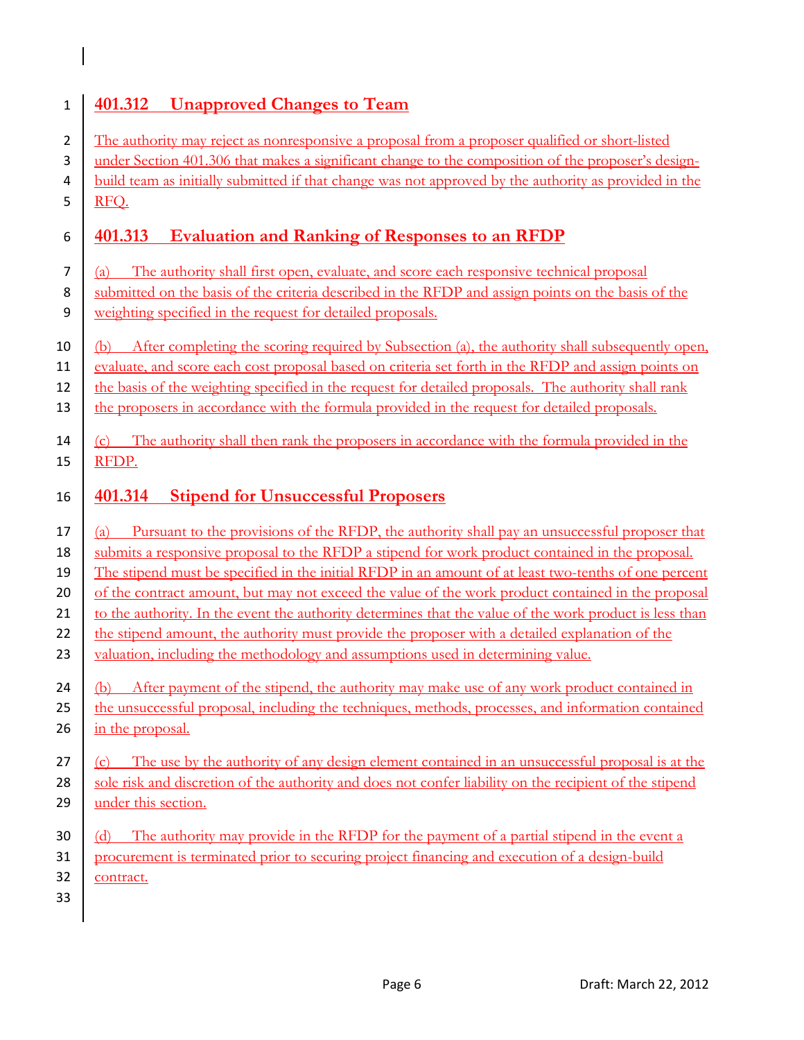## 401.312 Unapproved Changes to Team

The authority may reject as nonresponsive a proposal from a proposer qualified or short-listed under Section 401.306 that makes a significant change to the composition of the proposer's design-build team as initially submitted if that change was not approved by the authority as provided in the RFQ.

## 401.313 Evaluation and Ranking of Responses to an RFDP

(a) The authority shall first open, evaluate, and score each responsive technical proposal submitted on the basis of the criteria described in the RFDP and assign points on the basis of the weighting specified in the request for detailed proposals.

(b) After completing the scoring required by Subsection (a), the authority shall subsequently open, evaluate, and score each cost proposal based on criteria set forth in the RFDP and assign points on the basis of the weighting specified in the request for detailed proposals. The authority shall rank the proposers in accordance with the formula provided in the request for detailed proposals.

(c) The authority shall then rank the proposers in accordance with the formula provided in the RFDP.

## 401.314 Stipend for Unsuccessful Proposers

(a) Pursuant to the provisions of the RFDP, the authority shall pay an unsuccessful proposer that submits a responsive proposal to the RFDP a stipend for work product contained in the proposal. The stipend must be specified in the initial RFDP in an amount of at least two-tenths of one percent of the contract amount, but may not exceed the value of the work product contained in the proposal to the authority. In the event the authority determines that the value of the work product is less than the stipend amount, the authority must provide the proposer with a detailed explanation of the valuation, including the methodology and assumptions used in determining value.

(b) After payment of the stipend, the authority may make use of any work product contained in the unsuccessful proposal, including the techniques, methods, processes, and information contained in the proposal.

(c) The use by the authority of any design element contained in an unsuccessful proposal is at the sole risk and discretion of the authority and does not confer liability on the recipient of the stipend under this section.

(d) The authority may provide in the RFDP for the payment of a partial stipend in the event a procurement is terminated prior to securing project financing and execution of a design-build contract.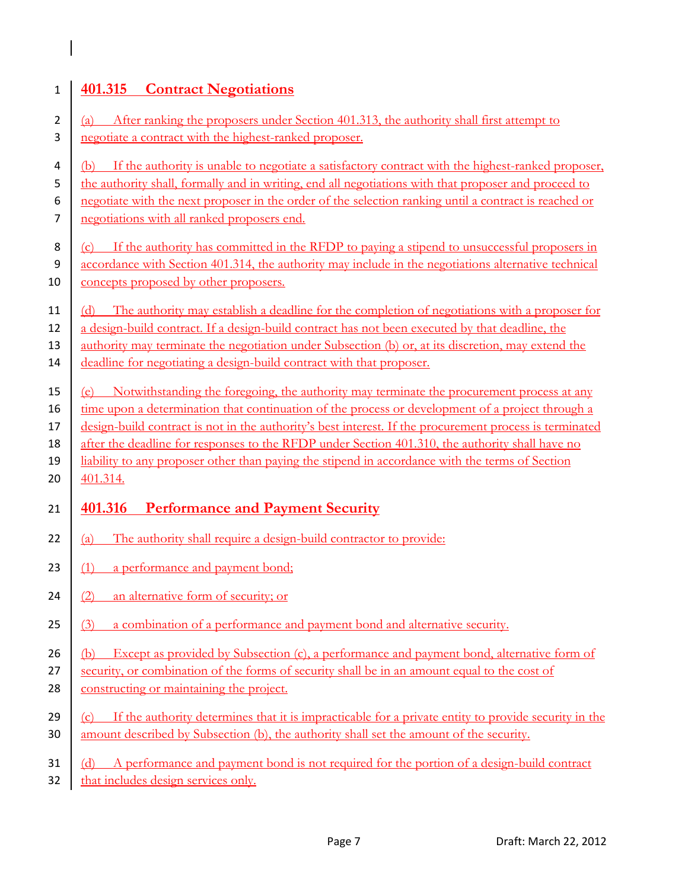## 401.315 Contract Negotiations

(a) After ranking the proposers under Section 401.313, the authority shall first attempt to negotiate a contract with the highest-ranked proposer.

(b) If the authority is unable to negotiate a satisfactory contract with the highest-ranked proposer, the authority shall, formally and in writing, end all negotiations with that proposer and proceed to negotiate with the next proposer in the order of the selection ranking until a contract is reached or negotiations with all ranked proposers end.

(c) If the authority has committed in the RFDP to paying a stipend to unsuccessful proposers in accordance with Section 401.314, the authority may include in the negotiations alternative technical concepts proposed by other proposers.

(d) The authority may establish a deadline for the completion of negotiations with a proposer for a design-build contract. If a design-build contract has not been executed by that deadline, the authority may terminate the negotiation under Subsection (b) or, at its discretion, may extend the deadline for negotiating a design-build contract with that proposer.

(e) Notwithstanding the foregoing, the authority may terminate the procurement process at any time upon a determination that continuation of the process or development of a project through a design-build contract is not in the authority's best interest. If the procurement process is terminated after the deadline for responses to the RFDP under Section 401.310, the authority shall have no liability to any proposer other than paying the stipend in accordance with the terms of Section 401.314.

## 401.316 Performance and Payment Security

(a) The authority shall require a design-build contractor to provide:

(1) a performance and payment bond;

(2) an alternative form of security; or

(3) a combination of a performance and payment bond and alternative security.

(b) Except as provided by Subsection (c), a performance and payment bond, alternative form of security, or combination of the forms of security shall be in an amount equal to the cost of constructing or maintaining the project.

(c) If the authority determines that it is impracticable for a private entity to provide security in the amount described by Subsection (b), the authority shall set the amount of the security.

(d) A performance and payment bond is not required for the portion of a design-build contract that includes design services only.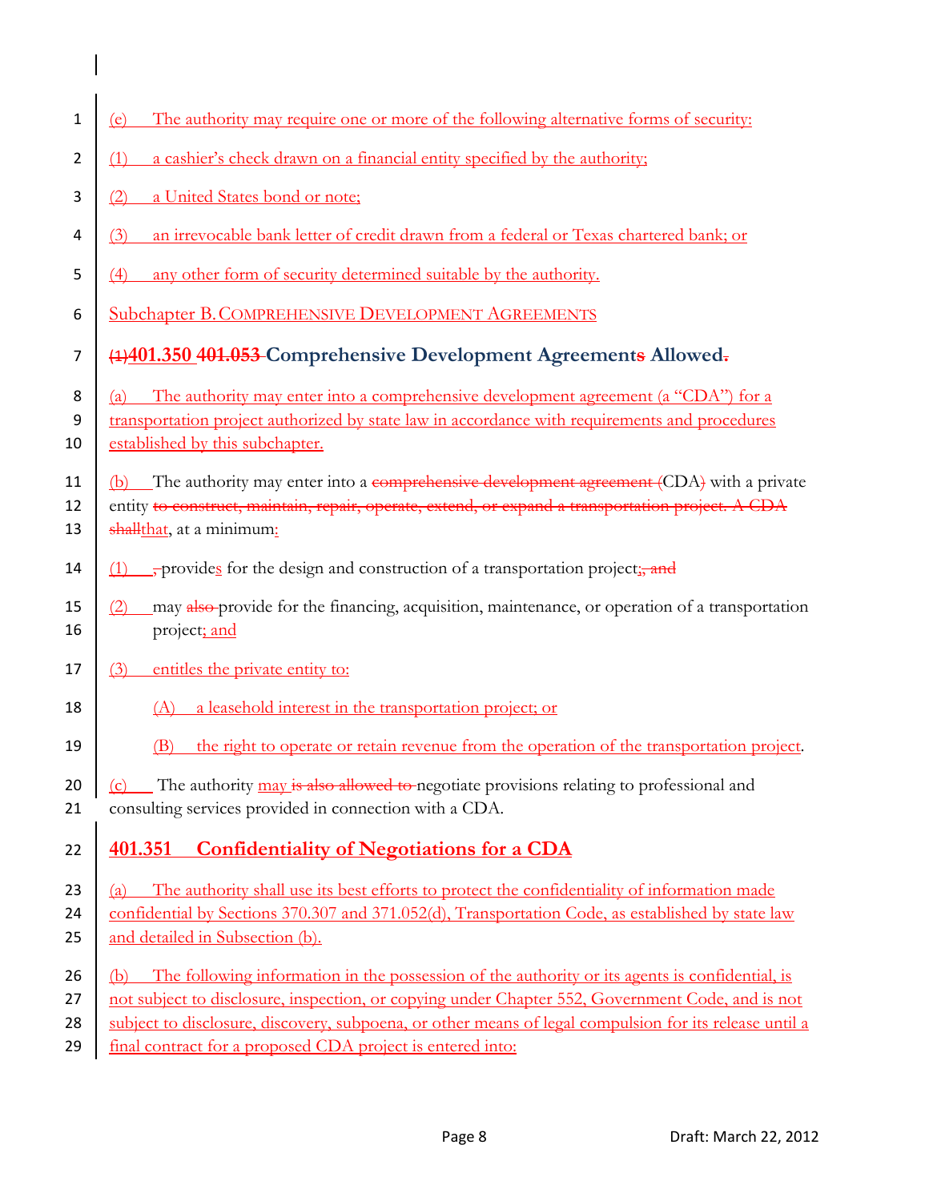(e) The authority may require one or more of the following alternative forms of security:

(1) a cashier's check drawn on a financial entity specified by the authority;

(2) a United States bond or note;

(3) an irrevocable bank letter of credit drawn from a federal or Texas chartered bank; or

(4) any other form of security determined suitable by the authority.

## Subchapter B. COMPREHENSIVE DEVELOPMENT AGREEMENTS

### (1)401.350 401.053 Comprehensive Development Agreements Allowed.

(a) The authority may enter into a comprehensive development agreement (a "CDA") for a transportation project authorized by state law in accordance with requirements and procedures established by this subchapter.

(b) The authority may enter into a comprehensive development agreement (CDA) with a private entity to construct, maintain, repair, operate, extend, or expand a transportation project. A CDA shallthat, at a minimum:

(1) , provides for the design and construction of a transportation project;, and

(2) may also provide for the financing, acquisition, maintenance, or operation of a transportation project; and

(3) entitles the private entity to:

(A) a leasehold interest in the transportation project; or

(B) the right to operate or retain revenue from the operation of the transportation project.

(c) The authority may is also allowed to negotiate provisions relating to professional and consulting services provided in connection with a CDA.

### 401.351 Confidentiality of Negotiations for a CDA

(a) The authority shall use its best efforts to protect the confidentiality of information made confidential by Sections 370.307 and 371.052(d), Transportation Code, as established by state law and detailed in Subsection (b).

(b) The following information in the possession of the authority or its agents is confidential, is not subject to disclosure, inspection, or copying under Chapter 552, Government Code, and is not subject to disclosure, discovery, subpoena, or other means of legal compulsion for its release until a final contract for a proposed CDA project is entered into: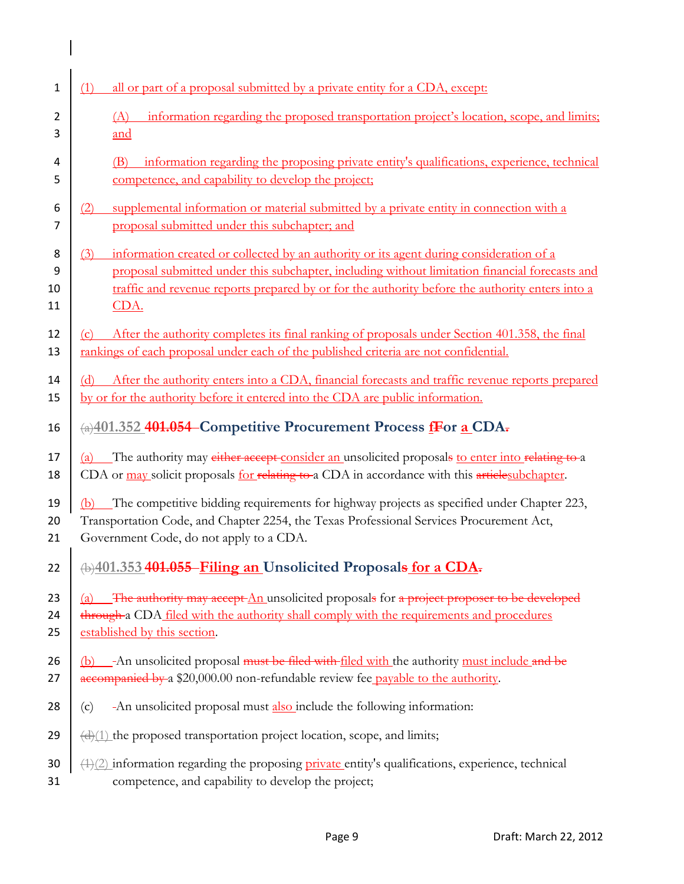(1) all or part of a proposal submitted by a private entity for a CDA, except:

(A) information regarding the proposed transportation project's location, scope, and limits; and

(B) information regarding the proposing private entity's qualifications, experience, technical competence, and capability to develop the project;

(2) supplemental information or material submitted by a private entity in connection with a proposal submitted under this subchapter; and

(3) information created or collected by an authority or its agent during consideration of a proposal submitted under this subchapter, including without limitation financial forecasts and traffic and revenue reports prepared by or for the authority before the authority enters into a CDA.

(c) After the authority completes its final ranking of proposals under Section 401.358, the final rankings of each proposal under each of the published criteria are not confidential.

(d) After the authority enters into a CDA, financial forecasts and traffic revenue reports prepared by or for the authority before it entered into the CDA are public information.

## (a)401.352 401.054 Competitive Procurement Process fFor a CDA.

(a) The authority may either accept consider an unsolicited proposals to enter into relating to a CDA or may solicit proposals for relating to a CDA in accordance with this articlesubchapter.

(b) The competitive bidding requirements for highway projects as specified under Chapter 223, Transportation Code, and Chapter 2254, the Texas Professional Services Procurement Act, Government Code, do not apply to a CDA.

## (b)401.353 401.055 Filing an Unsolicited Proposals for a CDA.

(a) The authority may accept An unsolicited proposals for a project proposer to be developed through a CDA filed with the authority shall comply with the requirements and procedures established by this section.

(b) -An unsolicited proposal must be filed with filed with the authority must include and be accompanied by a $20,000.00 non-refundable review fee payable to the authority.

(c) -An unsolicited proposal must also include the following information:

(d)(1) the proposed transportation project location, scope, and limits;

(1)(2) information regarding the proposing private entity's qualifications, experience, technical competence, and capability to develop the project;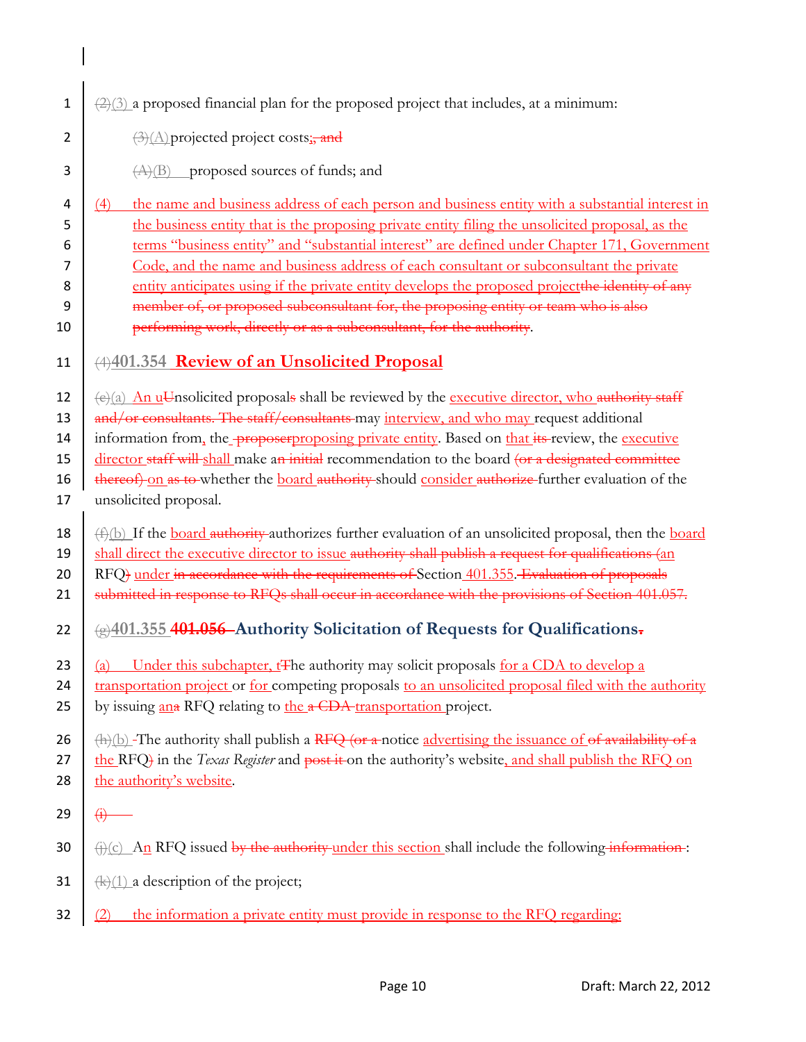(2)(3) a proposed financial plan for the proposed project that includes, at a minimum:

(3)(A) projected project costs;, and

(A)(B) proposed sources of funds; and

(4) the name and business address of each person and business entity with a substantial interest in the business entity that is the proposing private entity filing the unsolicited proposal, as the terms "business entity" and "substantial interest" are defined under Chapter 171, Government Code, and the name and business address of each consultant or subconsultant the private entity anticipates using if the private entity develops the proposed projectthe identity of any member of, or proposed subconsultant for, the proposing entity or team who is also performing work, directly or as a subconsultant, for the authority.

## (4)401.354 Review of an Unsolicited Proposal

(e)(a) An uUnsolicited proposals shall be reviewed by the executive director, who authority staff and/or consultants. The staff/consultants may interview, and who may request additional information from, the proposerproposing private entity. Based on that its review, the executive director staff will shall make an initial recommendation to the board (or a designated committee thereof) on as to whether the board authority should consider authorize further evaluation of the unsolicited proposal.

(f)(b) If the board authority authorizes further evaluation of an unsolicited proposal, then the board shall direct the executive director to issue authority shall publish a request for qualifications (an RFQ) under in accordance with the requirements of Section 401.355. Evaluation of proposals submitted in response to RFQs shall occur in accordance with the provisions of Section 401.057.

## (g)401.355 401.056 Authority Solicitation of Requests for Qualifications.

(a) Under this subchapter, tThe authority may solicit proposals for a CDA to develop a transportation project or for competing proposals to an unsolicited proposal filed with the authority by issuing ana RFQ relating to the a CDA transportation project.

(h)(b) The authority shall publish a RFQ (or a notice advertising the issuance of of availability of a the RFQ) in the *Texas Register* and post it on the authority's website, and shall publish the RFQ on the authority's website.

(i)

(j)(c) An RFQ issued by the authority under this section shall include the following information:

(k)(1) a description of the project;

(2) the information a private entity must provide in response to the RFQ regarding: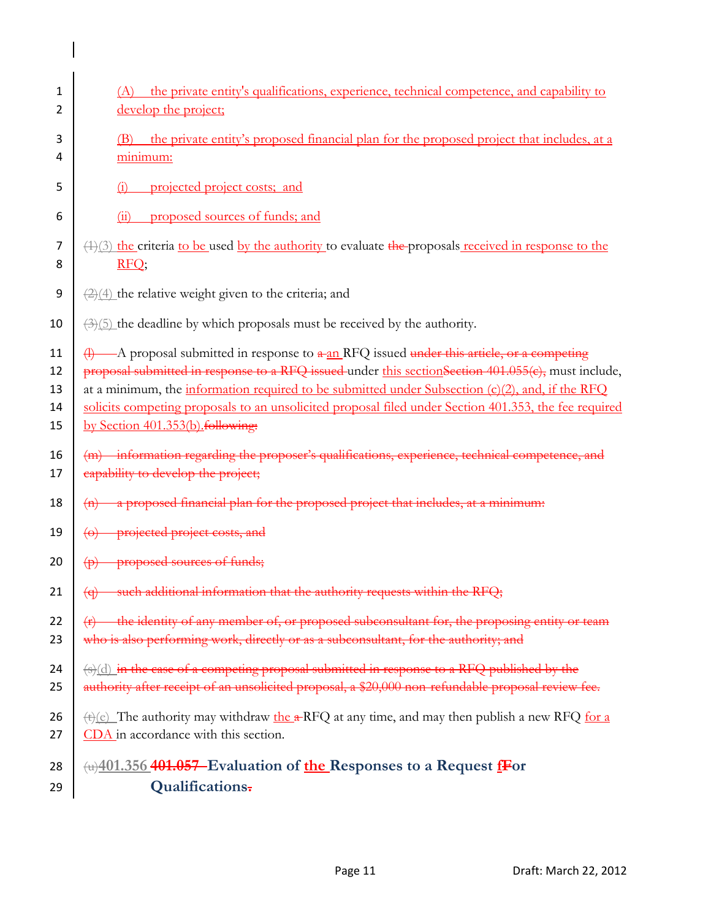(A) the private entity's qualifications, experience, technical competence, and capability to develop the project;

(B) the private entity's proposed financial plan for the proposed project that includes, at a minimum:

(i) projected project costs; and

(ii) proposed sources of funds; and

~~(1)~~(3) the criteria to be used by the authority to evaluate ~~the~~ proposals received in response to the RFQ;

~~(2)~~(4) the relative weight given to the criteria; and

~~(3)~~(5) the deadline by which proposals must be received by the authority.

~~(l)~~ A proposal submitted in response to ~~a~~ an RFQ issued ~~under this article, or a competing proposal submitted in response to a RFQ issued~~ under this section~~Section 401.055(c),~~ must include, at a minimum, the information required to be submitted under Subsection (c)(2), and, if the RFQ solicits competing proposals to an unsolicited proposal filed under Section 401.353, the fee required by Section 401.353(b).~~following:~~

~~(m) information regarding the proposer's qualifications, experience, technical competence, and capability to develop the project;~~

~~(n) a proposed financial plan for the proposed project that includes, at a minimum:~~

~~(o) projected project costs, and~~

~~(p) proposed sources of funds;~~

~~(q) such additional information that the authority requests within the RFQ;~~

~~(r) the identity of any member of, or proposed subconsultant for, the proposing entity or team who is also performing work, directly or as a subconsultant, for the authority; and~~

~~(s)~~(d) ~~in the case of a competing proposal submitted in response to a RFQ published by the authority after receipt of an unsolicited proposal, a $20,000 non-refundable proposal review fee.~~

~~(t)~~(e) The authority may withdraw the ~~a~~ RFQ at any time, and may then publish a new RFQ for a CDA in accordance with this section.

## ~~(u)~~401.356 ~~401.057~~ Evaluation of the Responses to a Request ~~F~~for Qualifications~~.~~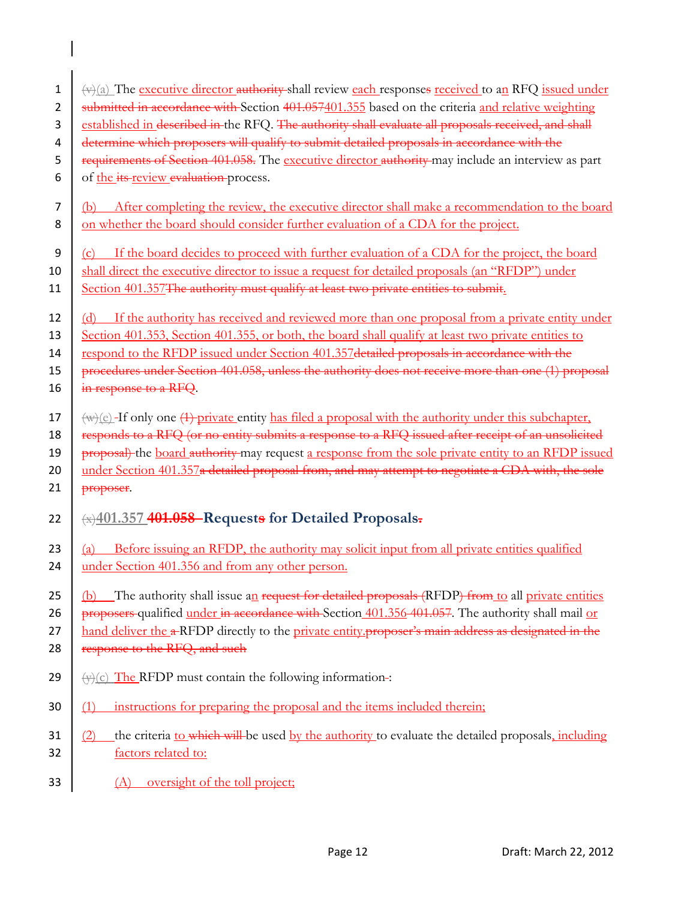(v)(a) The executive director authority shall review each responses received to an RFQ issued under submitted in accordance with Section 401.057401.355 based on the criteria and relative weighting established in described in the RFQ. The authority shall evaluate all proposals received, and shall determine which proposers will qualify to submit detailed proposals in accordance with the requirements of Section 401.058. The executive director authority may include an interview as part of the its review evaluation process.

(b) After completing the review, the executive director shall make a recommendation to the board on whether the board should consider further evaluation of a CDA for the project.

(c) If the board decides to proceed with further evaluation of a CDA for the project, the board shall direct the executive director to issue a request for detailed proposals (an "RFDP") under Section 401.357The authority must qualify at least two private entities to submit.

(d) If the authority has received and reviewed more than one proposal from a private entity under Section 401.353, Section 401.355, or both, the board shall qualify at least two private entities to respond to the RFDP issued under Section 401.357detailed proposals in accordance with the procedures under Section 401.058, unless the authority does not receive more than one (1) proposal in response to a RFQ.

(w)(e) If only one (1) private entity has filed a proposal with the authority under this subchapter, responds to a RFQ (or no entity submits a response to a RFQ issued after receipt of an unsolicited proposal) the board authority may request a response from the sole private entity to an RFDP issued under Section 401.357a detailed proposal from, and may attempt to negotiate a CDA with, the sole proposer.

## (x)401.357 401.058 Requests for Detailed Proposals.

(a) Before issuing an RFDP, the authority may solicit input from all private entities qualified under Section 401.356 and from any other person.

(b) The authority shall issue an request for detailed proposals (RFDP) from to all private entities proposers qualified under in accordance with Section 401.356 401.057. The authority shall mail or hand deliver the a RFDP directly to the private entity.proposer's main address as designated in the response to the RFQ, and such

(y)(c) The RFDP must contain the following information:

(1) instructions for preparing the proposal and the items included therein;

(2) the criteria to which will be used by the authority to evaluate the detailed proposals, including factors related to:

(A) oversight of the toll project;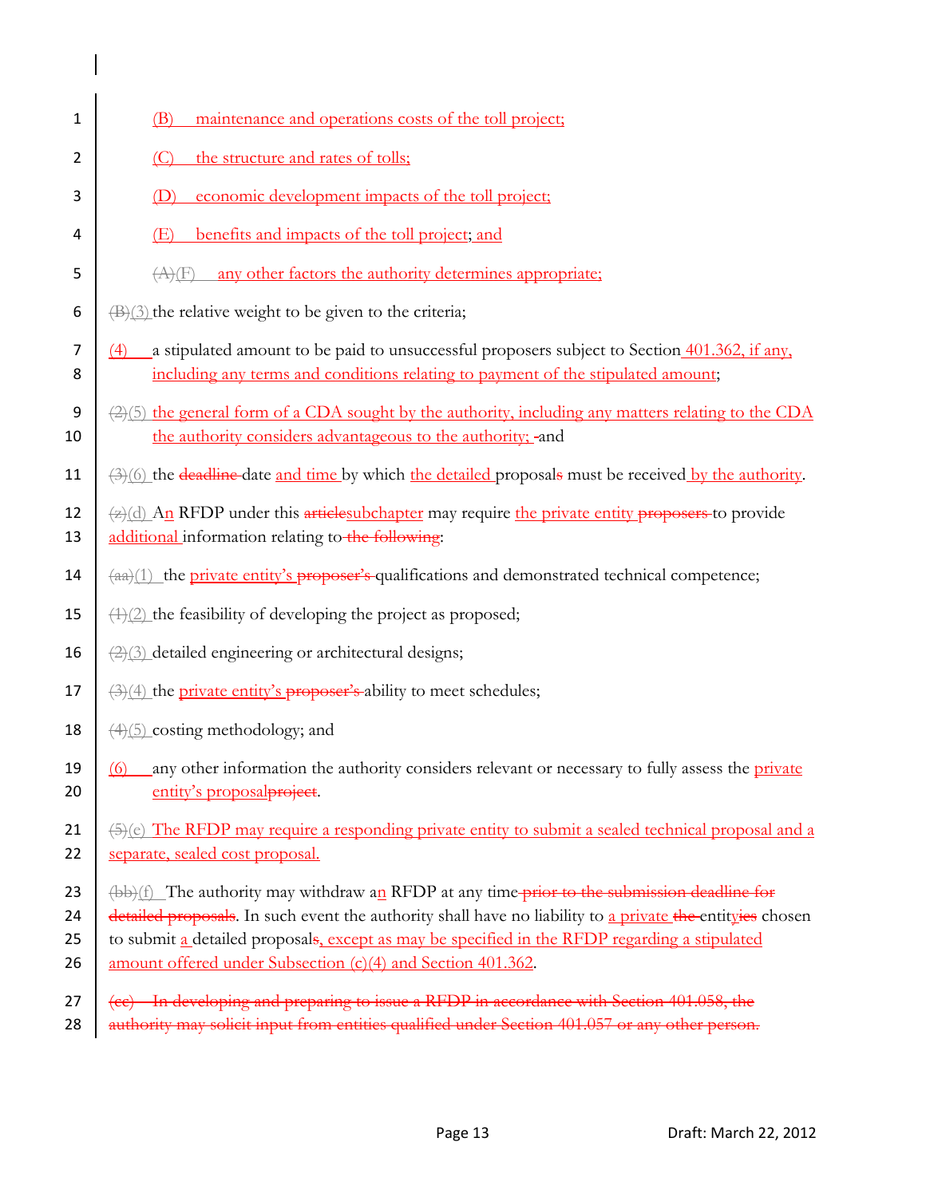1 (B) maintenance and operations costs of the toll project;

2 (C) the structure and rates of tolls;

3 (D) economic development impacts of the toll project;

4 (E) benefits and impacts of the toll project; and

5 ~~(A)~~(F) any other factors the authority determines appropriate;

6 ~~(B)~~(3) the relative weight to be given to the criteria;

7 (4) a stipulated amount to be paid to unsuccessful proposers subject to Section 401.362, if any,
8 including any terms and conditions relating to payment of the stipulated amount;

9 ~~(2)~~(5) the general form of a CDA sought by the authority, including any matters relating to the CDA
10 the authority considers advantageous to the authority; and

11 ~~(3)~~(6) the ~~deadline~~ date and time by which the detailed proposal~~s~~ must be received by the authority.

12 ~~(z)~~(d) An RFDP under this ~~article~~subchapter may require the private entity ~~proposers~~ to provide
13 additional information relating to ~~the following~~:

14 ~~(aa)~~(1) the private entity's ~~proposer's~~ qualifications and demonstrated technical competence;

15 ~~(1)~~(2) the feasibility of developing the project as proposed;

16 ~~(2)~~(3) detailed engineering or architectural designs;

17 ~~(3)~~(4) the private entity's ~~proposer's~~ ability to meet schedules;

18 ~~(4)~~(5) costing methodology; and

19 (6) any other information the authority considers relevant or necessary to fully assess the private
20 entity's proposal~~project~~.

21 ~~(5)~~(e) The RFDP may require a responding private entity to submit a sealed technical proposal and a
22 separate, sealed cost proposal.

23 ~~(bb)~~(f) The authority may withdraw an RFDP at any time ~~prior to the submission deadline for~~
24 ~~detailed proposals~~. In such event the authority shall have no liability to a private ~~the~~ entit~~yies~~ chosen
25 to submit a detailed proposal~~s~~, except as may be specified in the RFDP regarding a stipulated
26 amount offered under Subsection (c)(4) and Section 401.362.

27 ~~(cc) In developing and preparing to issue a RFDP in accordance with Section 401.058, the~~
28 ~~authority may solicit input from entities qualified under Section 401.057 or any other person.~~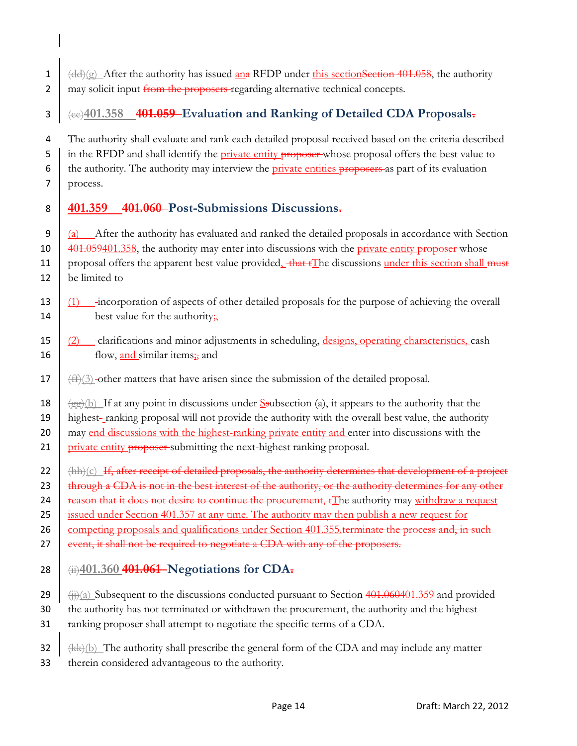(dd)(g) After the authority has issued ana RFDP under this sectionSection 401.058, the authority may solicit input from the proposers regarding alternative technical concepts.

## (ee)401.358 401.059 Evaluation and Ranking of Detailed CDA Proposals.

The authority shall evaluate and rank each detailed proposal received based on the criteria described in the RFDP and shall identify the private entity proposer whose proposal offers the best value to the authority. The authority may interview the private entities proposers as part of its evaluation process.

## 401.359 401.060 Post-Submissions Discussions.

(a) After the authority has evaluated and ranked the detailed proposals in accordance with Section 401.059401.358, the authority may enter into discussions with the private entity proposer whose proposal offers the apparent best value provided, that tThe discussions under this section shall must be limited to

(1) incorporation of aspects of other detailed proposals for the purpose of achieving the overall best value for the authority;,

(2) clarifications and minor adjustments in scheduling, designs, operating characteristics, cash flow, and similar items;, and

(ff)(3) other matters that have arisen since the submission of the detailed proposal.

(gg)(b) If at any point in discussions under Ssubsection (a), it appears to the authority that the highest- ranking proposal will not provide the authority with the overall best value, the authority may end discussions with the highest-ranking private entity and enter into discussions with the private entity proposer submitting the next-highest ranking proposal.

(hh)(c) If, after receipt of detailed proposals, the authority determines that development of a project through a CDA is not in the best interest of the authority, or the authority determines for any other reason that it does not desire to continue the procurement, tThe authority may withdraw a request issued under Section 401.357 at any time. The authority may then publish a new request for competing proposals and qualifications under Section 401.355.terminate the process and, in such event, it shall not be required to negotiate a CDA with any of the proposers.

## (ii)401.360 401.061 Negotiations for CDA.

(jj)(a) Subsequent to the discussions conducted pursuant to Section 401.060401.359 and provided the authority has not terminated or withdrawn the procurement, the authority and the highest-ranking proposer shall attempt to negotiate the specific terms of a CDA.

(kk)(b) The authority shall prescribe the general form of the CDA and may include any matter therein considered advantageous to the authority.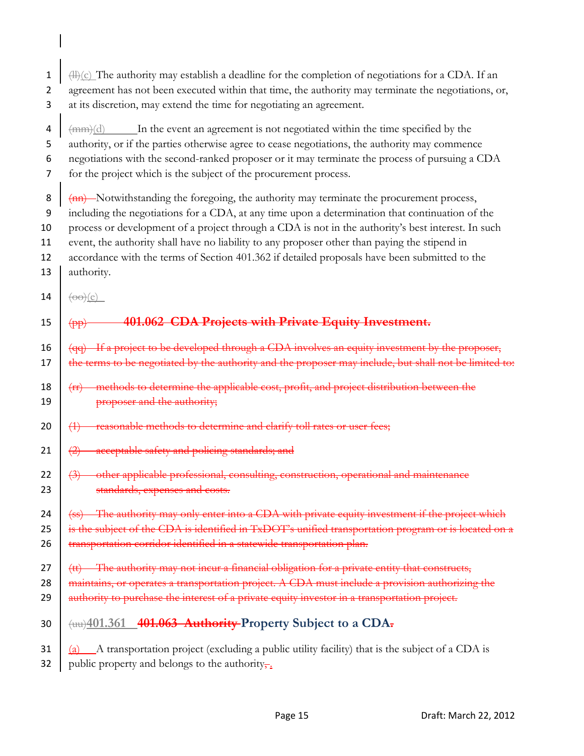~~(ll)~~(c) The authority may establish a deadline for the completion of negotiations for a CDA. If an agreement has not been executed within that time, the authority may terminate the negotiations, or, at its discretion, may extend the time for negotiating an agreement.

~~(mm)~~(d) In the event an agreement is not negotiated within the time specified by the authority, or if the parties otherwise agree to cease negotiations, the authority may commence negotiations with the second-ranked proposer or it may terminate the process of pursuing a CDA for the project which is the subject of the procurement process.

~~(nn)~~ Notwithstanding the foregoing, the authority may terminate the procurement process, including the negotiations for a CDA, at any time upon a determination that continuation of the process or development of a project through a CDA is not in the authority's best interest. In such event, the authority shall have no liability to any proposer other than paying the stipend in accordance with the terms of Section 401.362 if detailed proposals have been submitted to the authority.

~~(oo)~~(e)

~~(pp)~~ ~~**401.062 CDA Projects with Private Equity Investment.**~~

~~(qq) If a project to be developed through a CDA involves an equity investment by the proposer, the terms to be negotiated by the authority and the proposer may include, but shall not be limited to:~~

~~(rr) methods to determine the applicable cost, profit, and project distribution between the proposer and the authority;~~

~~(1) reasonable methods to determine and clarify toll rates or user fees;~~

~~(2) acceptable safety and policing standards; and~~

~~(3) other applicable professional, consulting, construction, operational and maintenance standards, expenses and costs.~~

~~(ss) The authority may only enter into a CDA with private equity investment if the project which is the subject of the CDA is identified in TxDOT's unified transportation program or is located on a transportation corridor identified in a statewide transportation plan.~~

~~(tt) The authority may not incur a financial obligation for a private entity that constructs, maintains, or operates a transportation project. A CDA must include a provision authorizing the authority to purchase the interest of a private equity investor in a transportation project.~~

## ~~(uu)~~401.361 ~~401.063 Authority~~ Property Subject to a CDA~~.~~

(a) A transportation project (excluding a public utility facility) that is the subject of a CDA is public property and belongs to the authority~~,~~.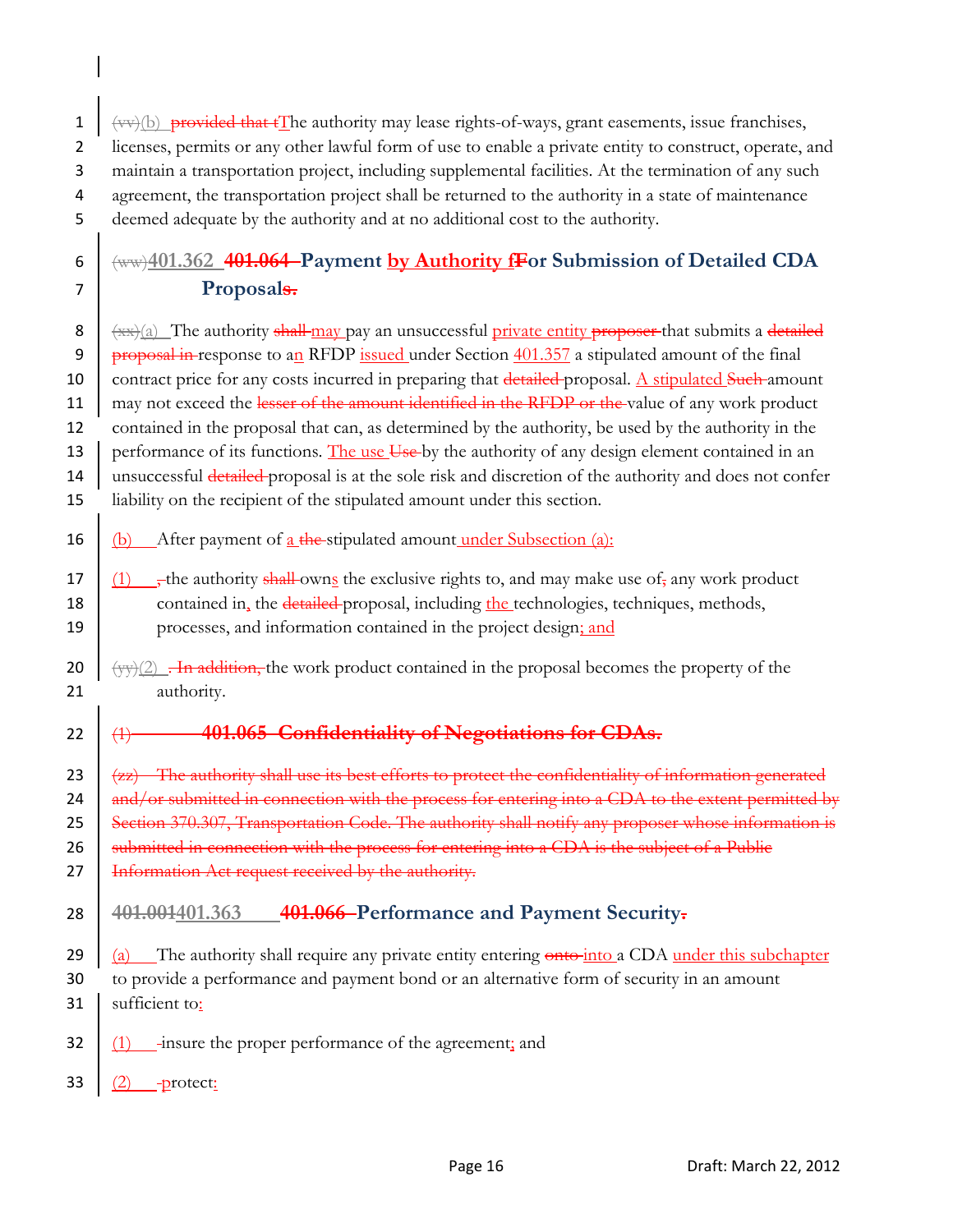(vv)(b) ~~provided that t~~The authority may lease rights-of-ways, grant easements, issue franchises, licenses, permits or any other lawful form of use to enable a private entity to construct, operate, and maintain a transportation project, including supplemental facilities. At the termination of any such agreement, the transportation project shall be returned to the authority in a state of maintenance deemed adequate by the authority and at no additional cost to the authority.

## (ww)401.362 ~~401.064~~ Payment by Authority ~~f~~For Submission of Detailed CDA Proposal~~s.~~

~~(xx)~~(a) The authority ~~shall~~ may pay an unsuccessful private entity ~~proposer~~ that submits a ~~detailed proposal in~~ response to an RFDP issued under Section 401.357 a stipulated amount of the final contract price for any costs incurred in preparing that ~~detailed~~ proposal. A stipulated ~~Such~~ amount may not exceed the ~~lesser of the amount identified in the RFDP or the~~ value of any work product contained in the proposal that can, as determined by the authority, be used by the authority in the performance of its functions. The use ~~Use~~ by the authority of any design element contained in an unsuccessful ~~detailed~~ proposal is at the sole risk and discretion of the authority and does not confer liability on the recipient of the stipulated amount under this section.

(b) After payment of a ~~the~~ stipulated amount under Subsection (a):

(1) ~~,~~ the authority ~~shall~~ owns the exclusive rights to, and may make use of~~,~~ any work product contained in~~,~~ the ~~detailed~~ proposal, including the technologies, techniques, methods, processes, and information contained in the project design; and

~~(yy)~~(2) ~~. In addition,~~ the work product contained in the proposal becomes the property of the authority.

## ~~(1) 401.065 Confidentiality of Negotiations for CDAs.~~

~~(zz) The authority shall use its best efforts to protect the confidentiality of information generated and/or submitted in connection with the process for entering into a CDA to the extent permitted by Section 370.307, Transportation Code. The authority shall notify any proposer whose information is submitted in connection with the process for entering into a CDA is the subject of a Public Information Act request received by the authority.~~

## ~~401.001~~401.363 ~~401.066~~ Performance and Payment Security~~.~~

(a) The authority shall require any private entity entering ~~onto~~ into a CDA under this subchapter to provide a performance and payment bond or an alternative form of security in an amount sufficient to:

(1) ~~-~~insure the proper performance of the agreement; and

(2) ~~-p~~protect: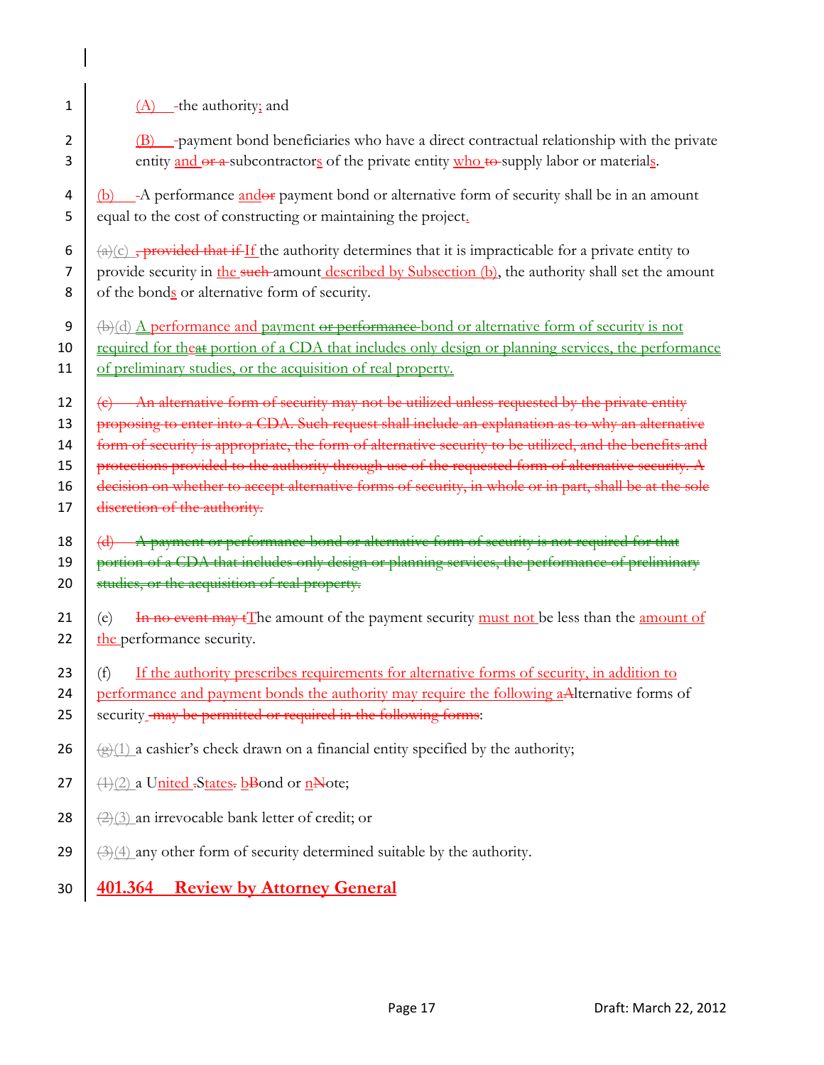(A) -the authority; and

(B) -payment bond beneficiaries who have a direct contractual relationship with the private entity and ~~or a~~ subcontractors of the private entity who ~~to~~ supply labor or materials.

(b) -A performance and~~or~~ payment bond or alternative form of security shall be in an amount equal to the cost of constructing or maintaining the project.

~~(a)~~(c) ~~, provided that if~~ If the authority determines that it is impracticable for a private entity to provide security in the ~~such~~ amount described by Subsection (b), the authority shall set the amount of the bonds or alternative form of security.

~~(b)~~(d) A performance and payment ~~or performance~~ bond or alternative form of security is not required for the~~at~~ portion of a CDA that includes only design or planning services, the performance of preliminary studies, or the acquisition of real property.

~~(c) An alternative form of security may not be utilized unless requested by the private entity proposing to enter into a CDA. Such request shall include an explanation as to why an alternative form of security is appropriate, the form of alternative security to be utilized, and the benefits and protections provided to the authority through use of the requested form of alternative security. A decision on whether to accept alternative forms of security, in whole or in part, shall be at the sole discretion of the authority.~~

~~(d) A payment or performance bond or alternative form of security is not required for that portion of a CDA that includes only design or planning services, the performance of preliminary studies, or the acquisition of real property.~~

(e) ~~In no event may t~~The amount of the payment security must not be less than the amount of the performance security.

(f) If the authority prescribes requirements for alternative forms of security, in addition to performance and payment bonds the authority may require the following a~~A~~lternative forms of security ~~may be permitted or required in the following forms~~:

~~(g)~~(1) a cashier's check drawn on a financial entity specified by the authority;

~~(1)~~(2) a United ~~.~~States~~.~~ b~~B~~ond or n~~N~~ote;

~~(2)~~(3) an irrevocable bank letter of credit; or

~~(3)~~(4) any other form of security determined suitable by the authority.

## 401.364 Review by Attorney General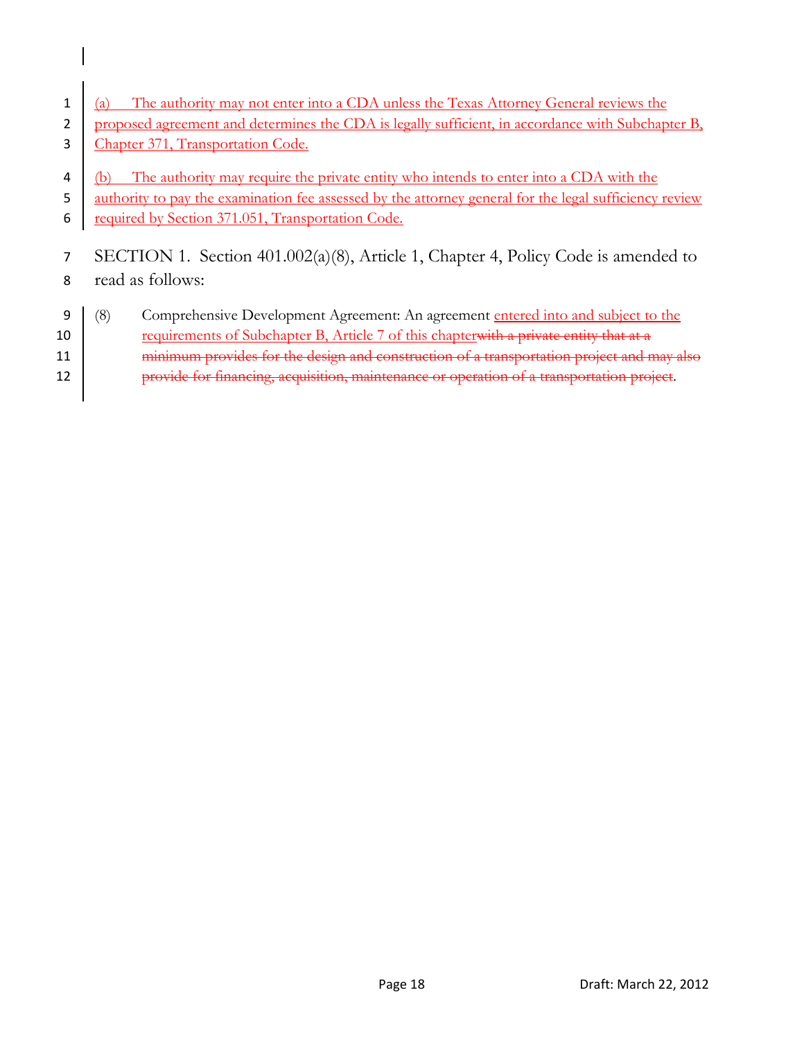(a) The authority may not enter into a CDA unless the Texas Attorney General reviews the proposed agreement and determines the CDA is legally sufficient, in accordance with Subchapter B, Chapter 371, Transportation Code.

(b) The authority may require the private entity who intends to enter into a CDA with the authority to pay the examination fee assessed by the attorney general for the legal sufficiency review required by Section 371.051, Transportation Code.

SECTION 1. Section 401.002(a)(8), Article 1, Chapter 4, Policy Code is amended to read as follows:

(8) Comprehensive Development Agreement: An agreement entered into and subject to the requirements of Subchapter B, Article 7 of this chapter~~with a private entity that at a minimum provides for the design and construction of a transportation project and may also provide for financing, acquisition, maintenance or operation of a transportation project~~.